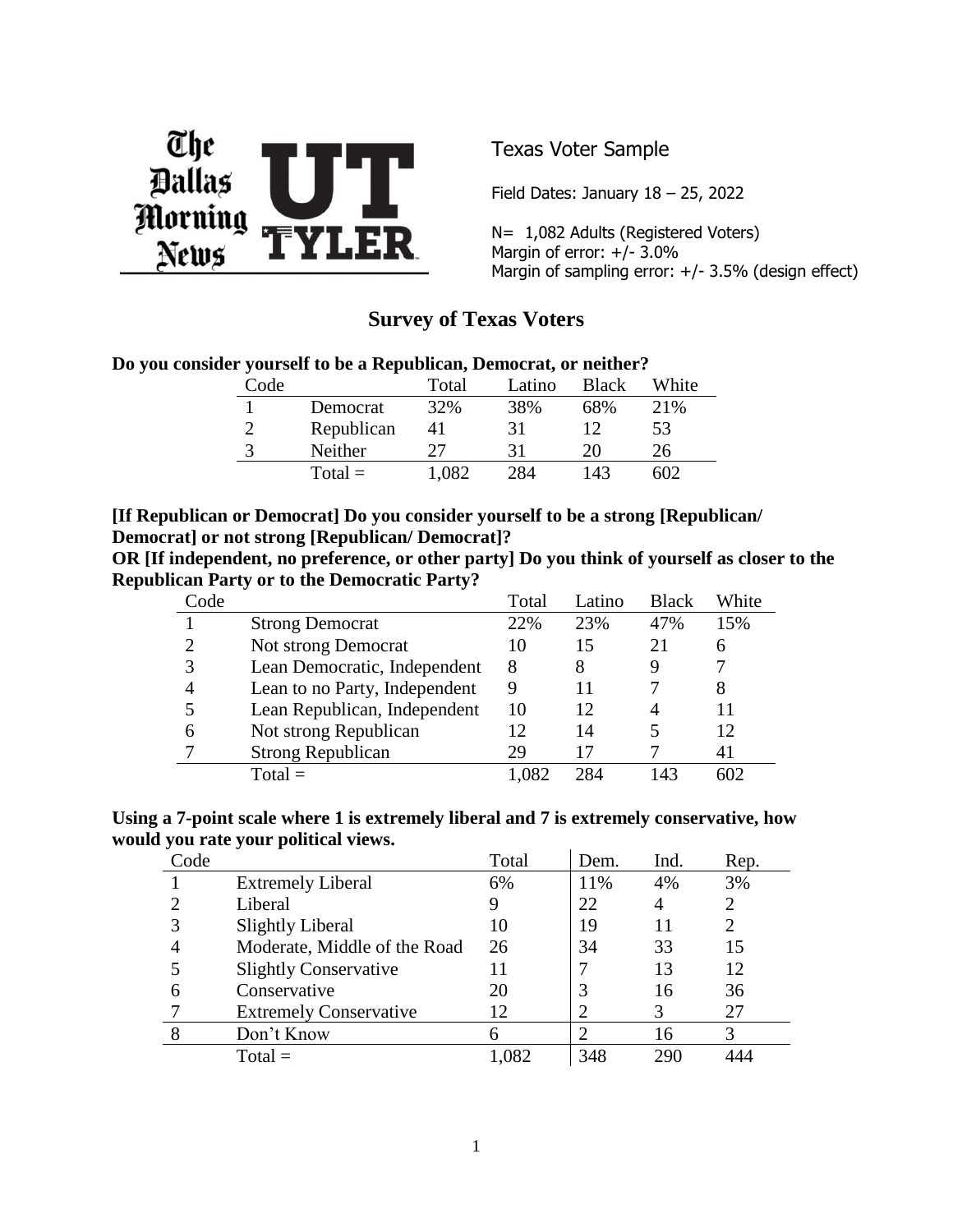The Dallas Morning News | UT Tyler

Texas Voter Sample

Field Dates: January 18 – 25, 2022

N= 1,082 Adults (Registered Voters)
Margin of error: +/- 3.0%
Margin of sampling error: +/- 3.5% (design effect)

# Survey of Texas Voters

**Do you consider yourself to be a Republican, Democrat, or neither?**

| Code | | Total | Latino | Black | White |
|---|---|---|---|---|---|
| 1 | Democrat | 32% | 38% | 68% | 21% |
| 2 | Republican | 41 | 31 | 12 | 53 |
| 3 | Neither | 27 | 31 | 20 | 26 |
| | Total = | 1,082 | 284 | 143 | 602 |

**[If Republican or Democrat] Do you consider yourself to be a strong [Republican/ Democrat] or not strong [Republican/ Democrat]?**
**OR [If independent, no preference, or other party] Do you think of yourself as closer to the Republican Party or to the Democratic Party?**

| Code | | Total | Latino | Black | White |
|---|---|---|---|---|---|
| 1 | Strong Democrat | 22% | 23% | 47% | 15% |
| 2 | Not strong Democrat | 10 | 15 | 21 | 6 |
| 3 | Lean Democratic, Independent | 8 | 8 | 9 | 7 |
| 4 | Lean to no Party, Independent | 9 | 11 | 7 | 8 |
| 5 | Lean Republican, Independent | 10 | 12 | 4 | 11 |
| 6 | Not strong Republican | 12 | 14 | 5 | 12 |
| 7 | Strong Republican | 29 | 17 | 7 | 41 |
| | Total = | 1,082 | 284 | 143 | 602 |

**Using a 7-point scale where 1 is extremely liberal and 7 is extremely conservative, how would you rate your political views.**

| Code | | Total | Dem. | Ind. | Rep. |
|---|---|---|---|---|---|
| 1 | Extremely Liberal | 6% | 11% | 4% | 3% |
| 2 | Liberal | 9 | 22 | 4 | 2 |
| 3 | Slightly Liberal | 10 | 19 | 11 | 2 |
| 4 | Moderate, Middle of the Road | 26 | 34 | 33 | 15 |
| 5 | Slightly Conservative | 11 | 7 | 13 | 12 |
| 6 | Conservative | 20 | 3 | 16 | 36 |
| 7 | Extremely Conservative | 12 | 2 | 3 | 27 |
| 8 | Don't Know | 6 | 2 | 16 | 3 |
| | Total = | 1,082 | 348 | 290 | 444 |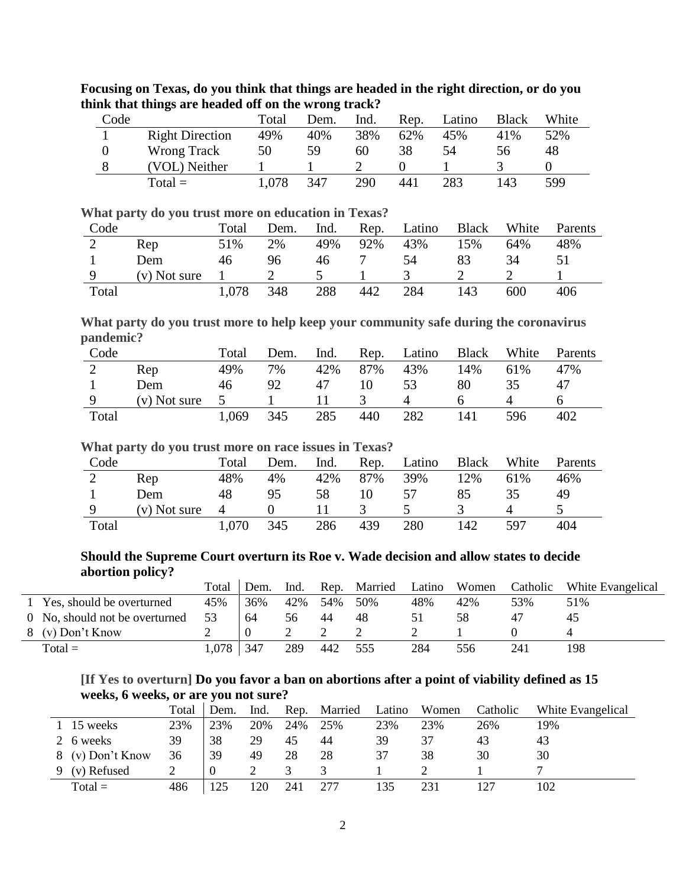**Focusing on Texas, do you think that things are headed in the right direction, or do you think that things are headed off on the wrong track?**

| Code | | Total | Dem. | Ind. | Rep. | Latino | Black | White |
|---|---|---|---|---|---|---|---|---|
| 1 | Right Direction | 49% | 40% | 38% | 62% | 45% | 41% | 52% |
| 0 | Wrong Track | 50 | 59 | 60 | 38 | 54 | 56 | 48 |
| 8 | (VOL) Neither | 1 | 1 | 2 | 0 | 1 | 3 | 0 |
| | Total = | 1,078 | 347 | 290 | 441 | 283 | 143 | 599 |

**What party do you trust more on education in Texas?**

| Code | | Total | Dem. | Ind. | Rep. | Latino | Black | White | Parents |
|---|---|---|---|---|---|---|---|---|---|
| 2 | Rep | 51% | 2% | 49% | 92% | 43% | 15% | 64% | 48% |
| 1 | Dem | 46 | 96 | 46 | 7 | 54 | 83 | 34 | 51 |
| 9 | (v) Not sure | 1 | 2 | 5 | 1 | 3 | 2 | 2 | 1 |
| Total | | 1,078 | 348 | 288 | 442 | 284 | 143 | 600 | 406 |

**What party do you trust more to help keep your community safe during the coronavirus pandemic?**

| Code | | Total | Dem. | Ind. | Rep. | Latino | Black | White | Parents |
|---|---|---|---|---|---|---|---|---|---|
| 2 | Rep | 49% | 7% | 42% | 87% | 43% | 14% | 61% | 47% |
| 1 | Dem | 46 | 92 | 47 | 10 | 53 | 80 | 35 | 47 |
| 9 | (v) Not sure | 5 | 1 | 11 | 3 | 4 | 6 | 4 | 6 |
| Total | | 1,069 | 345 | 285 | 440 | 282 | 141 | 596 | 402 |

**What party do you trust more on race issues in Texas?**

| Code | | Total | Dem. | Ind. | Rep. | Latino | Black | White | Parents |
|---|---|---|---|---|---|---|---|---|---|
| 2 | Rep | 48% | 4% | 42% | 87% | 39% | 12% | 61% | 46% |
| 1 | Dem | 48 | 95 | 58 | 10 | 57 | 85 | 35 | 49 |
| 9 | (v) Not sure | 4 | 0 | 11 | 3 | 5 | 3 | 4 | 5 |
| Total | | 1,070 | 345 | 286 | 439 | 280 | 142 | 597 | 404 |

**Should the Supreme Court overturn its Roe v. Wade decision and allow states to decide abortion policy?**

| | Total | Dem. | Ind. | Rep. | Married | Latino | Women | Catholic | White Evangelical |
|---|---|---|---|---|---|---|---|---|---|
| 1 Yes, should be overturned | 45% | 36% | 42% | 54% | 50% | 48% | 42% | 53% | 51% |
| 0 No, should not be overturned | 53 | 64 | 56 | 44 | 48 | 51 | 58 | 47 | 45 |
| 8 (v) Don't Know | 2 | 0 | 2 | 2 | 2 | 2 | 1 | 0 | 4 |
| Total = | 1,078 | 347 | 289 | 442 | 555 | 284 | 556 | 241 | 198 |

**[If Yes to overturn] Do you favor a ban on abortions after a point of viability defined as 15 weeks, 6 weeks, or are you not sure?**

| | Total | Dem. | Ind. | Rep. | Married | Latino | Women | Catholic | White Evangelical |
|---|---|---|---|---|---|---|---|---|---|
| 1 15 weeks | 23% | 23% | 20% | 24% | 25% | 23% | 23% | 26% | 19% |
| 2 6 weeks | 39 | 38 | 29 | 45 | 44 | 39 | 37 | 43 | 43 |
| 8 (v) Don't Know | 36 | 39 | 49 | 28 | 28 | 37 | 38 | 30 | 30 |
| 9 (v) Refused | 2 | 0 | 2 | 3 | 3 | 1 | 2 | 1 | 7 |
| Total = | 486 | 125 | 120 | 241 | 277 | 135 | 231 | 127 | 102 |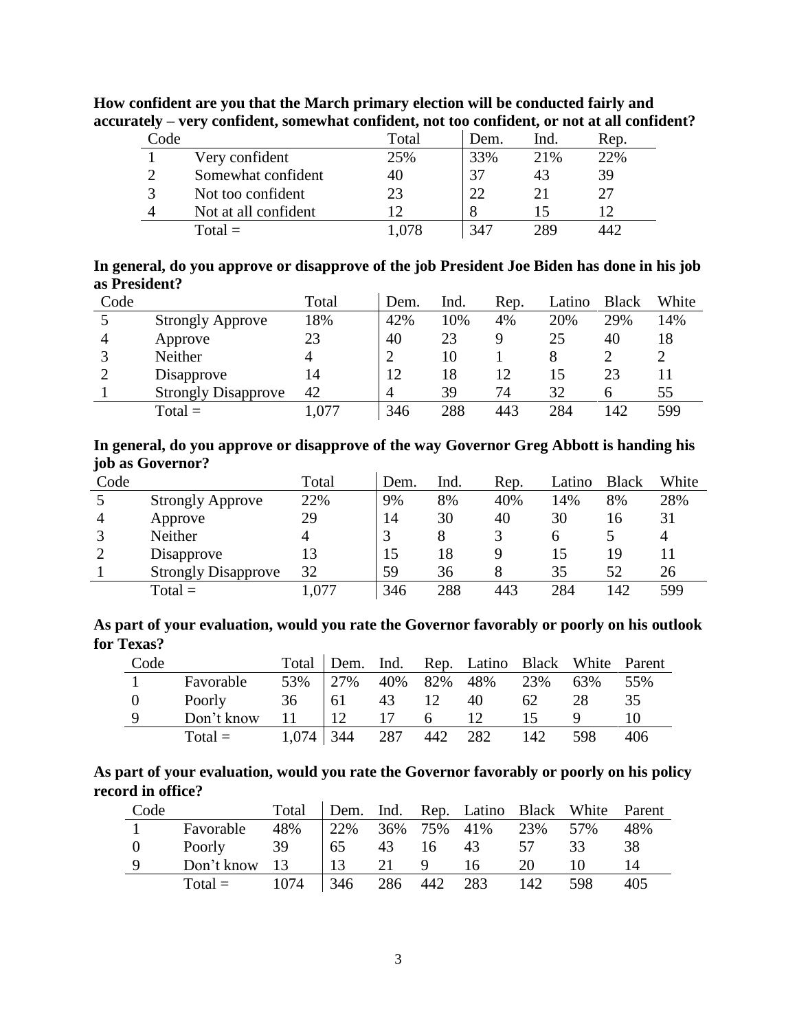**How confident are you that the March primary election will be conducted fairly and accurately – very confident, somewhat confident, not too confident, or not at all confident?**

| Code | | Total | Dem. | Ind. | Rep. |
|---|---|---|---|---|---|
| 1 | Very confident | 25% | 33% | 21% | 22% |
| 2 | Somewhat confident | 40 | 37 | 43 | 39 |
| 3 | Not too confident | 23 | 22 | 21 | 27 |
| 4 | Not at all confident | 12 | 8 | 15 | 12 |
| | Total = | 1,078 | 347 | 289 | 442 |

**In general, do you approve or disapprove of the job President Joe Biden has done in his job as President?**

| Code | | Total | Dem. | Ind. | Rep. | Latino | Black | White |
|---|---|---|---|---|---|---|---|---|
| 5 | Strongly Approve | 18% | 42% | 10% | 4% | 20% | 29% | 14% |
| 4 | Approve | 23 | 40 | 23 | 9 | 25 | 40 | 18 |
| 3 | Neither | 4 | 2 | 10 | 1 | 8 | 2 | 2 |
| 2 | Disapprove | 14 | 12 | 18 | 12 | 15 | 23 | 11 |
| 1 | Strongly Disapprove | 42 | 4 | 39 | 74 | 32 | 6 | 55 |
| | Total = | 1,077 | 346 | 288 | 443 | 284 | 142 | 599 |

**In general, do you approve or disapprove of the way Governor Greg Abbott is handing his job as Governor?**

| Code | | Total | Dem. | Ind. | Rep. | Latino | Black | White |
|---|---|---|---|---|---|---|---|---|
| 5 | Strongly Approve | 22% | 9% | 8% | 40% | 14% | 8% | 28% |
| 4 | Approve | 29 | 14 | 30 | 40 | 30 | 16 | 31 |
| 3 | Neither | 4 | 3 | 8 | 3 | 6 | 5 | 4 |
| 2 | Disapprove | 13 | 15 | 18 | 9 | 15 | 19 | 11 |
| 1 | Strongly Disapprove | 32 | 59 | 36 | 8 | 35 | 52 | 26 |
| | Total = | 1,077 | 346 | 288 | 443 | 284 | 142 | 599 |

**As part of your evaluation, would you rate the Governor favorably or poorly on his outlook for Texas?**

| Code | | Total | Dem. | Ind. | Rep. | Latino | Black | White | Parent |
|---|---|---|---|---|---|---|---|---|---|
| 1 | Favorable | 53% | 27% | 40% | 82% | 48% | 23% | 63% | 55% |
| 0 | Poorly | 36 | 61 | 43 | 12 | 40 | 62 | 28 | 35 |
| 9 | Don't know | 11 | 12 | 17 | 6 | 12 | 15 | 9 | 10 |
| | Total = | 1,074 | 344 | 287 | 442 | 282 | 142 | 598 | 406 |

**As part of your evaluation, would you rate the Governor favorably or poorly on his policy record in office?**

| Code | | Total | Dem. | Ind. | Rep. | Latino | Black | White | Parent |
|---|---|---|---|---|---|---|---|---|---|
| 1 | Favorable | 48% | 22% | 36% | 75% | 41% | 23% | 57% | 48% |
| 0 | Poorly | 39 | 65 | 43 | 16 | 43 | 57 | 33 | 38 |
| 9 | Don't know | 13 | 13 | 21 | 9 | 16 | 20 | 10 | 14 |
| | Total = | 1074 | 346 | 286 | 442 | 283 | 142 | 598 | 405 |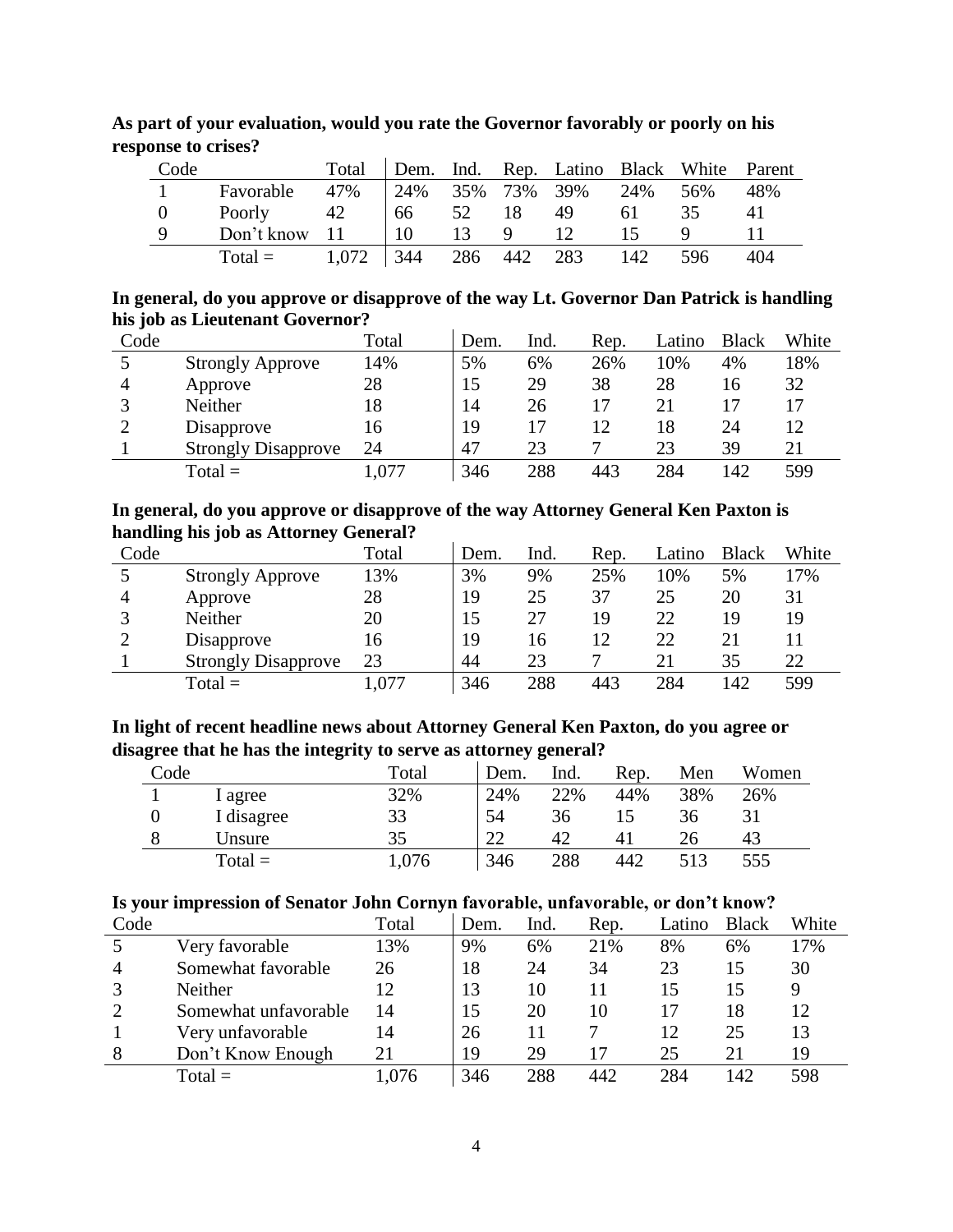**As part of your evaluation, would you rate the Governor favorably or poorly on his response to crises?**

| Code | | Total | Dem. | Ind. | Rep. | Latino | Black | White | Parent |
|---|---|---|---|---|---|---|---|---|---|
| 1 | Favorable | 47% | 24% | 35% | 73% | 39% | 24% | 56% | 48% |
| 0 | Poorly | 42 | 66 | 52 | 18 | 49 | 61 | 35 | 41 |
| 9 | Don't know | 11 | 10 | 13 | 9 | 12 | 15 | 9 | 11 |
| | Total = | 1,072 | 344 | 286 | 442 | 283 | 142 | 596 | 404 |

**In general, do you approve or disapprove of the way Lt. Governor Dan Patrick is handling his job as Lieutenant Governor?**

| Code | | Total | Dem. | Ind. | Rep. | Latino | Black | White |
|---|---|---|---|---|---|---|---|---|
| 5 | Strongly Approve | 14% | 5% | 6% | 26% | 10% | 4% | 18% |
| 4 | Approve | 28 | 15 | 29 | 38 | 28 | 16 | 32 |
| 3 | Neither | 18 | 14 | 26 | 17 | 21 | 17 | 17 |
| 2 | Disapprove | 16 | 19 | 17 | 12 | 18 | 24 | 12 |
| 1 | Strongly Disapprove | 24 | 47 | 23 | 7 | 23 | 39 | 21 |
| | Total = | 1,077 | 346 | 288 | 443 | 284 | 142 | 599 |

**In general, do you approve or disapprove of the way Attorney General Ken Paxton is handling his job as Attorney General?**

| Code | | Total | Dem. | Ind. | Rep. | Latino | Black | White |
|---|---|---|---|---|---|---|---|---|
| 5 | Strongly Approve | 13% | 3% | 9% | 25% | 10% | 5% | 17% |
| 4 | Approve | 28 | 19 | 25 | 37 | 25 | 20 | 31 |
| 3 | Neither | 20 | 15 | 27 | 19 | 22 | 19 | 19 |
| 2 | Disapprove | 16 | 19 | 16 | 12 | 22 | 21 | 11 |
| 1 | Strongly Disapprove | 23 | 44 | 23 | 7 | 21 | 35 | 22 |
| | Total = | 1,077 | 346 | 288 | 443 | 284 | 142 | 599 |

**In light of recent headline news about Attorney General Ken Paxton, do you agree or disagree that he has the integrity to serve as attorney general?**

| Code | | Total | Dem. | Ind. | Rep. | Men | Women |
|---|---|---|---|---|---|---|---|
| 1 | I agree | 32% | 24% | 22% | 44% | 38% | 26% |
| 0 | I disagree | 33 | 54 | 36 | 15 | 36 | 31 |
| 8 | Unsure | 35 | 22 | 42 | 41 | 26 | 43 |
| | Total = | 1,076 | 346 | 288 | 442 | 513 | 555 |

**Is your impression of Senator John Cornyn favorable, unfavorable, or don't know?**

| Code | | Total | Dem. | Ind. | Rep. | Latino | Black | White |
|---|---|---|---|---|---|---|---|---|
| 5 | Very favorable | 13% | 9% | 6% | 21% | 8% | 6% | 17% |
| 4 | Somewhat favorable | 26 | 18 | 24 | 34 | 23 | 15 | 30 |
| 3 | Neither | 12 | 13 | 10 | 11 | 15 | 15 | 9 |
| 2 | Somewhat unfavorable | 14 | 15 | 20 | 10 | 17 | 18 | 12 |
| 1 | Very unfavorable | 14 | 26 | 11 | 7 | 12 | 25 | 13 |
| 8 | Don't Know Enough | 21 | 19 | 29 | 17 | 25 | 21 | 19 |
| | Total = | 1,076 | 346 | 288 | 442 | 284 | 142 | 598 |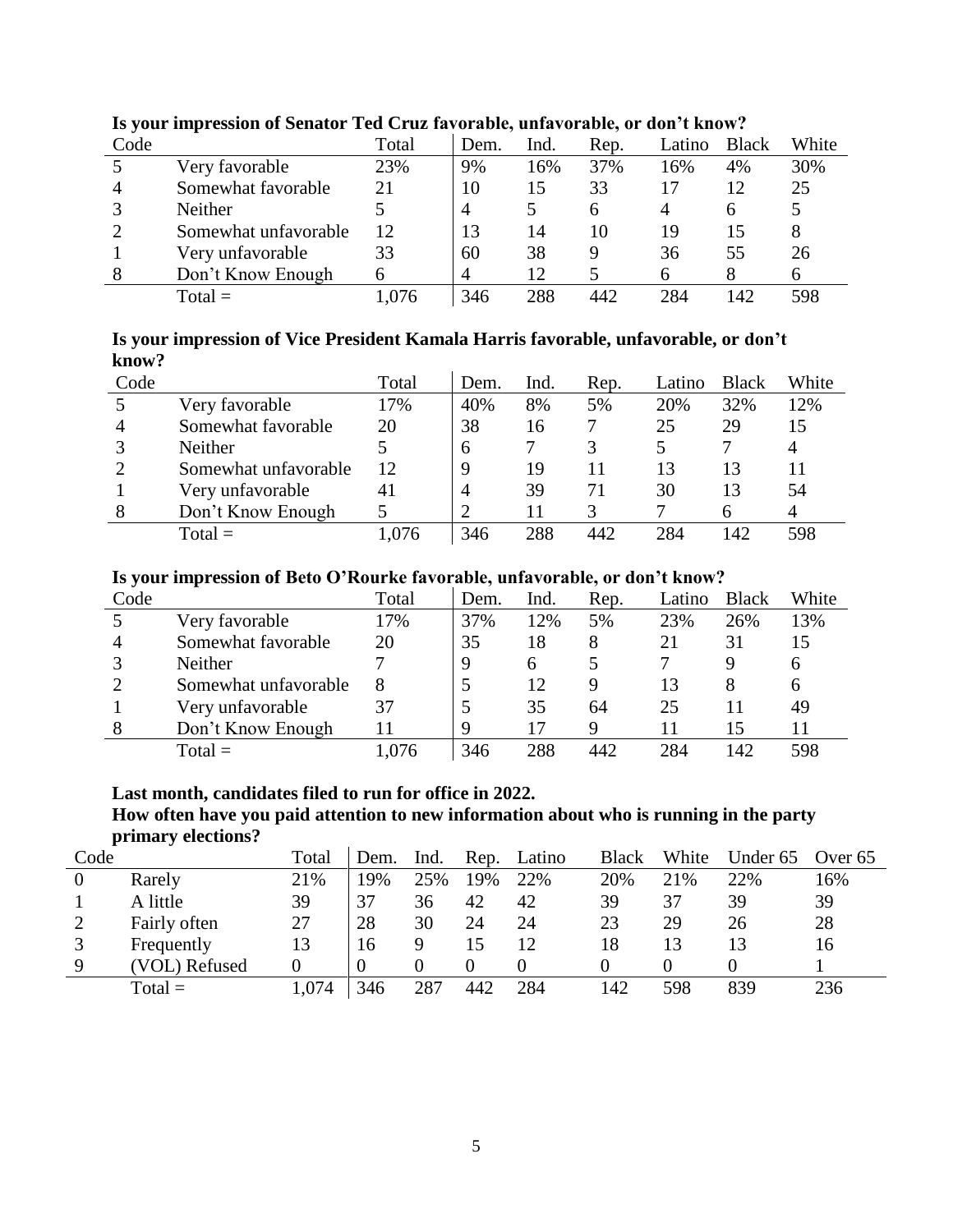**Is your impression of Senator Ted Cruz favorable, unfavorable, or don't know?**

| Code | | Total | Dem. | Ind. | Rep. | Latino | Black | White |
|---|---|---|---|---|---|---|---|---|
| 5 | Very favorable | 23% | 9% | 16% | 37% | 16% | 4% | 30% |
| 4 | Somewhat favorable | 21 | 10 | 15 | 33 | 17 | 12 | 25 |
| 3 | Neither | 5 | 4 | 5 | 6 | 4 | 6 | 5 |
| 2 | Somewhat unfavorable | 12 | 13 | 14 | 10 | 19 | 15 | 8 |
| 1 | Very unfavorable | 33 | 60 | 38 | 9 | 36 | 55 | 26 |
| 8 | Don't Know Enough | 6 | 4 | 12 | 5 | 6 | 8 | 6 |
| | Total = | 1,076 | 346 | 288 | 442 | 284 | 142 | 598 |

**Is your impression of Vice President Kamala Harris favorable, unfavorable, or don't know?**

| Code | | Total | Dem. | Ind. | Rep. | Latino | Black | White |
|---|---|---|---|---|---|---|---|---|
| 5 | Very favorable | 17% | 40% | 8% | 5% | 20% | 32% | 12% |
| 4 | Somewhat favorable | 20 | 38 | 16 | 7 | 25 | 29 | 15 |
| 3 | Neither | 5 | 6 | 7 | 3 | 5 | 7 | 4 |
| 2 | Somewhat unfavorable | 12 | 9 | 19 | 11 | 13 | 13 | 11 |
| 1 | Very unfavorable | 41 | 4 | 39 | 71 | 30 | 13 | 54 |
| 8 | Don't Know Enough | 5 | 2 | 11 | 3 | 7 | 6 | 4 |
| | Total = | 1,076 | 346 | 288 | 442 | 284 | 142 | 598 |

**Is your impression of Beto O'Rourke favorable, unfavorable, or don't know?**

| Code | | Total | Dem. | Ind. | Rep. | Latino | Black | White |
|---|---|---|---|---|---|---|---|---|
| 5 | Very favorable | 17% | 37% | 12% | 5% | 23% | 26% | 13% |
| 4 | Somewhat favorable | 20 | 35 | 18 | 8 | 21 | 31 | 15 |
| 3 | Neither | 7 | 9 | 6 | 5 | 7 | 9 | 6 |
| 2 | Somewhat unfavorable | 8 | 5 | 12 | 9 | 13 | 8 | 6 |
| 1 | Very unfavorable | 37 | 5 | 35 | 64 | 25 | 11 | 49 |
| 8 | Don't Know Enough | 11 | 9 | 17 | 9 | 11 | 15 | 11 |
| | Total = | 1,076 | 346 | 288 | 442 | 284 | 142 | 598 |

**Last month, candidates filed to run for office in 2022.**
**How often have you paid attention to new information about who is running in the party primary elections?**

| Code | | Total | Dem. | Ind. | Rep. | Latino | Black | White | Under 65 | Over 65 |
|---|---|---|---|---|---|---|---|---|---|---|
| 0 | Rarely | 21% | 19% | 25% | 19% | 22% | 20% | 21% | 22% | 16% |
| 1 | A little | 39 | 37 | 36 | 42 | 42 | 39 | 37 | 39 | 39 |
| 2 | Fairly often | 27 | 28 | 30 | 24 | 24 | 23 | 29 | 26 | 28 |
| 3 | Frequently | 13 | 16 | 9 | 15 | 12 | 18 | 13 | 13 | 16 |
| 9 | (VOL) Refused | 0 | 0 | 0 | 0 | 0 | 0 | 0 | 0 | 1 |
| | Total = | 1,074 | 346 | 287 | 442 | 284 | 142 | 598 | 839 | 236 |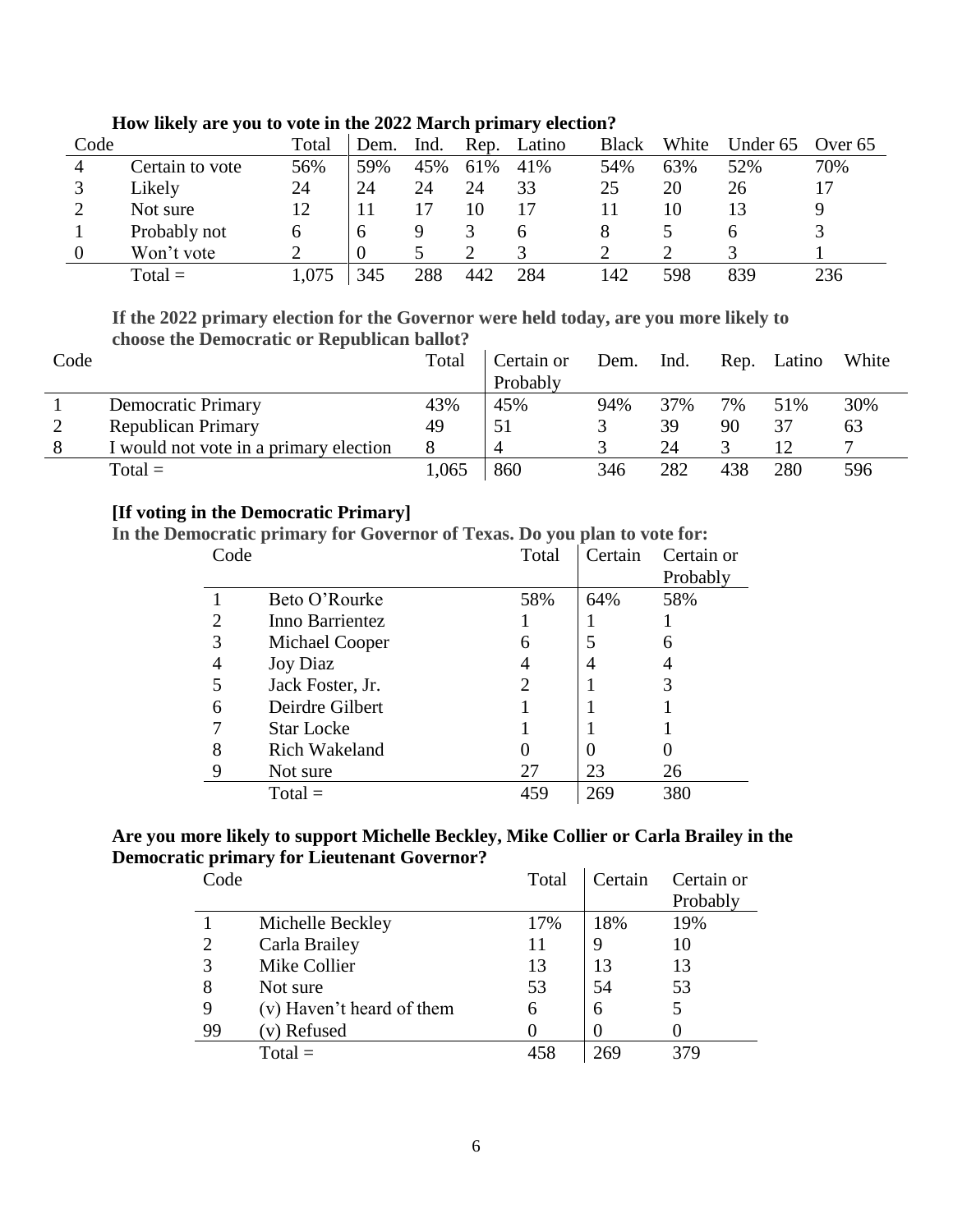**How likely are you to vote in the 2022 March primary election?**

| Code | | Total | Dem. | Ind. | Rep. | Latino | Black | White | Under 65 | Over 65 |
|---|---|---|---|---|---|---|---|---|---|---|
| 4 | Certain to vote | 56% | 59% | 45% | 61% | 41% | 54% | 63% | 52% | 70% |
| 3 | Likely | 24 | 24 | 24 | 24 | 33 | 25 | 20 | 26 | 17 |
| 2 | Not sure | 12 | 11 | 17 | 10 | 17 | 11 | 10 | 13 | 9 |
| 1 | Probably not | 6 | 6 | 9 | 3 | 6 | 8 | 5 | 6 | 3 |
| 0 | Won't vote | 2 | 0 | 5 | 2 | 3 | 2 | 2 | 3 | 1 |
| | Total = | 1,075 | 345 | 288 | 442 | 284 | 142 | 598 | 839 | 236 |

**If the 2022 primary election for the Governor were held today, are you more likely to choose the Democratic or Republican ballot?**

| Code | | Total | Certain or Probably | Dem. | Ind. | Rep. | Latino | White |
|---|---|---|---|---|---|---|---|---|
| 1 | Democratic Primary | 43% | 45% | 94% | 37% | 7% | 51% | 30% |
| 2 | Republican Primary | 49 | 51 | 3 | 39 | 90 | 37 | 63 |
| 8 | I would not vote in a primary election | 8 | 4 | 3 | 24 | 3 | 12 | 7 |
| | Total = | 1,065 | 860 | 346 | 282 | 438 | 280 | 596 |

**[If voting in the Democratic Primary]**

**In the Democratic primary for Governor of Texas. Do you plan to vote for:**

| Code | | Total | Certain | Certain or Probably |
|---|---|---|---|---|
| 1 | Beto O'Rourke | 58% | 64% | 58% |
| 2 | Inno Barrientez | 1 | 1 | 1 |
| 3 | Michael Cooper | 6 | 5 | 6 |
| 4 | Joy Diaz | 4 | 4 | 4 |
| 5 | Jack Foster, Jr. | 2 | 1 | 3 |
| 6 | Deirdre Gilbert | 1 | 1 | 1 |
| 7 | Star Locke | 1 | 1 | 1 |
| 8 | Rich Wakeland | 0 | 0 | 0 |
| 9 | Not sure | 27 | 23 | 26 |
| | Total = | 459 | 269 | 380 |

**Are you more likely to support Michelle Beckley, Mike Collier or Carla Brailey in the Democratic primary for Lieutenant Governor?**

| Code | | Total | Certain | Certain or Probably |
|---|---|---|---|---|
| 1 | Michelle Beckley | 17% | 18% | 19% |
| 2 | Carla Brailey | 11 | 9 | 10 |
| 3 | Mike Collier | 13 | 13 | 13 |
| 8 | Not sure | 53 | 54 | 53 |
| 9 | (v) Haven't heard of them | 6 | 6 | 5 |
| 99 | (v) Refused | 0 | 0 | 0 |
| | Total = | 458 | 269 | 379 |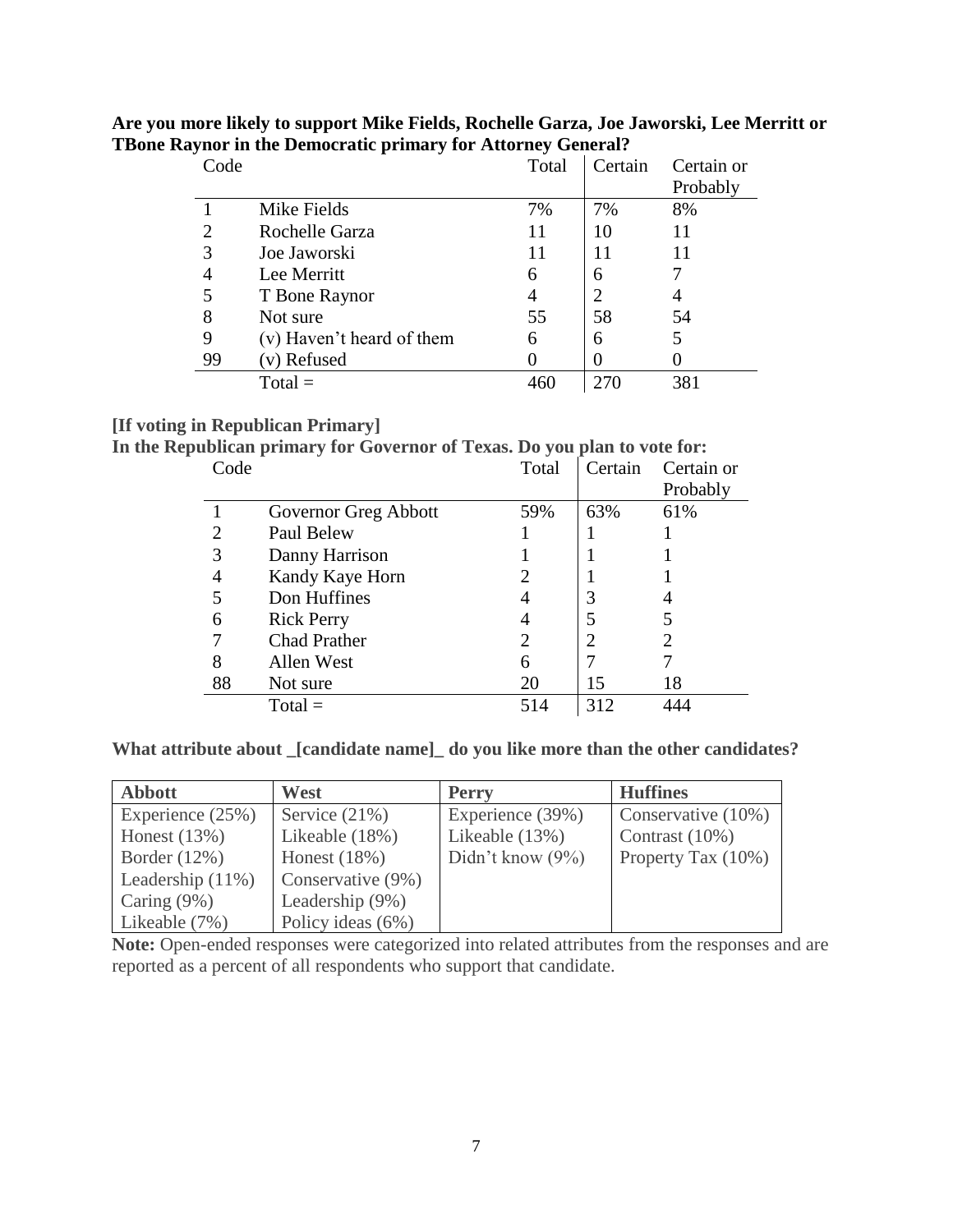**Are you more likely to support Mike Fields, Rochelle Garza, Joe Jaworski, Lee Merritt or TBone Raynor in the Democratic primary for Attorney General?**

| Code | | Total | Certain | Certain or Probably |
|---|---|---|---|---|
| 1 | Mike Fields | 7% | 7% | 8% |
| 2 | Rochelle Garza | 11 | 10 | 11 |
| 3 | Joe Jaworski | 11 | 11 | 11 |
| 4 | Lee Merritt | 6 | 6 | 7 |
| 5 | T Bone Raynor | 4 | 2 | 4 |
| 8 | Not sure | 55 | 58 | 54 |
| 9 | (v) Haven't heard of them | 6 | 6 | 5 |
| 99 | (v) Refused | 0 | 0 | 0 |
| | Total = | 460 | 270 | 381 |

**[If voting in Republican Primary]**
**In the Republican primary for Governor of Texas. Do you plan to vote for:**

| Code | | Total | Certain | Certain or Probably |
|---|---|---|---|---|
| 1 | Governor Greg Abbott | 59% | 63% | 61% |
| 2 | Paul Belew | 1 | 1 | 1 |
| 3 | Danny Harrison | 1 | 1 | 1 |
| 4 | Kandy Kaye Horn | 2 | 1 | 1 |
| 5 | Don Huffines | 4 | 3 | 4 |
| 6 | Rick Perry | 4 | 5 | 5 |
| 7 | Chad Prather | 2 | 2 | 2 |
| 8 | Allen West | 6 | 7 | 7 |
| 88 | Not sure | 20 | 15 | 18 |
| | Total = | 514 | 312 | 444 |

**What attribute about _[candidate name]_ do you like more than the other candidates?**

| Abbott | West | Perry | Huffines |
|---|---|---|---|
| Experience (25%) | Service (21%) | Experience (39%) | Conservative (10%) |
| Honest (13%) | Likeable (18%) | Likeable (13%) | Contrast (10%) |
| Border (12%) | Honest (18%) | Didn't know (9%) | Property Tax (10%) |
| Leadership (11%) | Conservative (9%) | | |
| Caring (9%) | Leadership (9%) | | |
| Likeable (7%) | Policy ideas (6%) | | |

**Note:** Open-ended responses were categorized into related attributes from the responses and are reported as a percent of all respondents who support that candidate.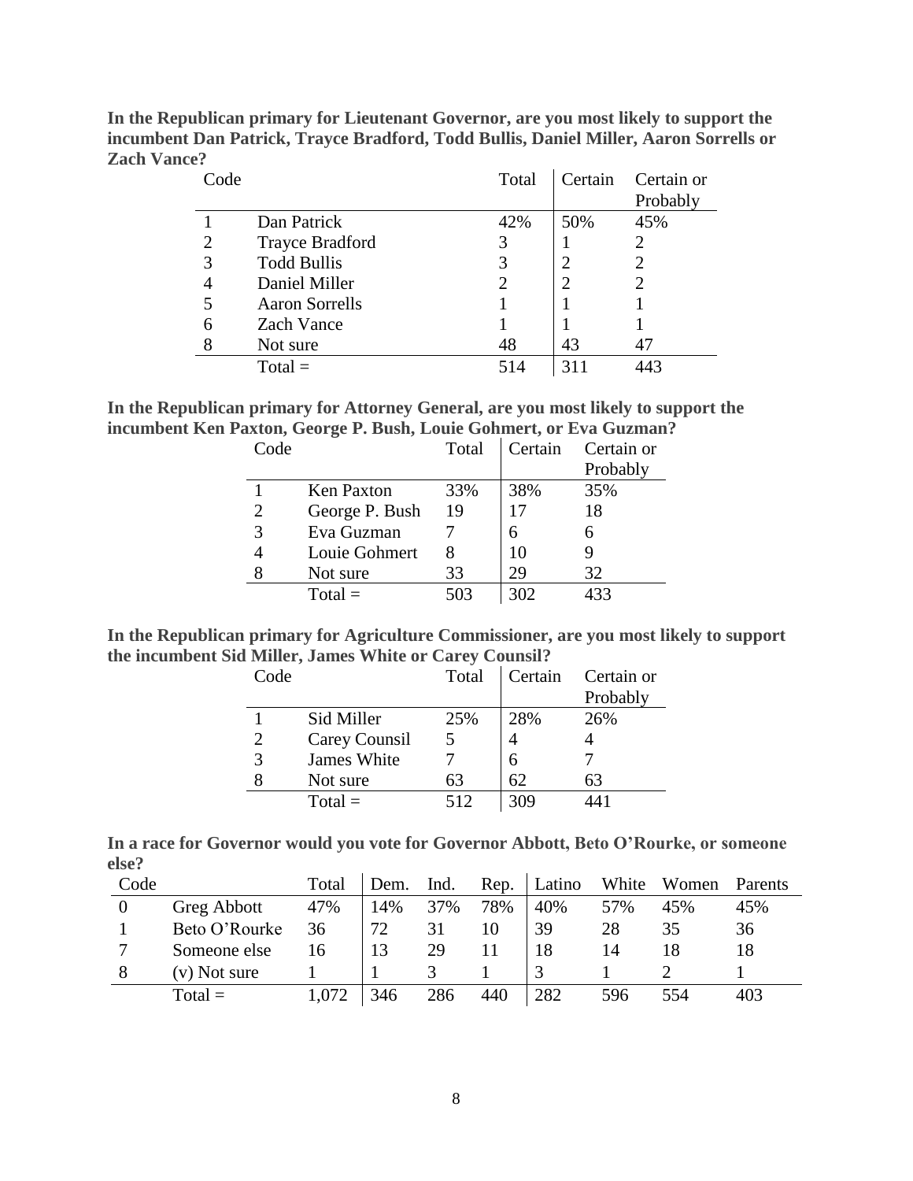**In the Republican primary for Lieutenant Governor, are you most likely to support the incumbent Dan Patrick, Trayce Bradford, Todd Bullis, Daniel Miller, Aaron Sorrells or Zach Vance?**

| Code | | Total | Certain | Certain or Probably |
|---|---|---|---|---|
| 1 | Dan Patrick | 42% | 50% | 45% |
| 2 | Trayce Bradford | 3 | 1 | 2 |
| 3 | Todd Bullis | 3 | 2 | 2 |
| 4 | Daniel Miller | 2 | 2 | 2 |
| 5 | Aaron Sorrells | 1 | 1 | 1 |
| 6 | Zach Vance | 1 | 1 | 1 |
| 8 | Not sure | 48 | 43 | 47 |
| | Total = | 514 | 311 | 443 |

**In the Republican primary for Attorney General, are you most likely to support the incumbent Ken Paxton, George P. Bush, Louie Gohmert, or Eva Guzman?**

| Code | | Total | Certain | Certain or Probably |
|---|---|---|---|---|
| 1 | Ken Paxton | 33% | 38% | 35% |
| 2 | George P. Bush | 19 | 17 | 18 |
| 3 | Eva Guzman | 7 | 6 | 6 |
| 4 | Louie Gohmert | 8 | 10 | 9 |
| 8 | Not sure | 33 | 29 | 32 |
| | Total = | 503 | 302 | 433 |

**In the Republican primary for Agriculture Commissioner, are you most likely to support the incumbent Sid Miller, James White or Carey Counsil?**

| Code | | Total | Certain | Certain or Probably |
|---|---|---|---|---|
| 1 | Sid Miller | 25% | 28% | 26% |
| 2 | Carey Counsil | 5 | 4 | 4 |
| 3 | James White | 7 | 6 | 7 |
| 8 | Not sure | 63 | 62 | 63 |
| | Total = | 512 | 309 | 441 |

**In a race for Governor would you vote for Governor Abbott, Beto O'Rourke, or someone else?**

| Code | | Total | Dem. | Ind. | Rep. | Latino | White | Women | Parents |
|---|---|---|---|---|---|---|---|---|---|
| 0 | Greg Abbott | 47% | 14% | 37% | 78% | 40% | 57% | 45% | 45% |
| 1 | Beto O'Rourke | 36 | 72 | 31 | 10 | 39 | 28 | 35 | 36 |
| 7 | Someone else | 16 | 13 | 29 | 11 | 18 | 14 | 18 | 18 |
| 8 | (v) Not sure | 1 | 1 | 3 | 1 | 3 | 1 | 2 | 1 |
| | Total = | 1,072 | 346 | 286 | 440 | 282 | 596 | 554 | 403 |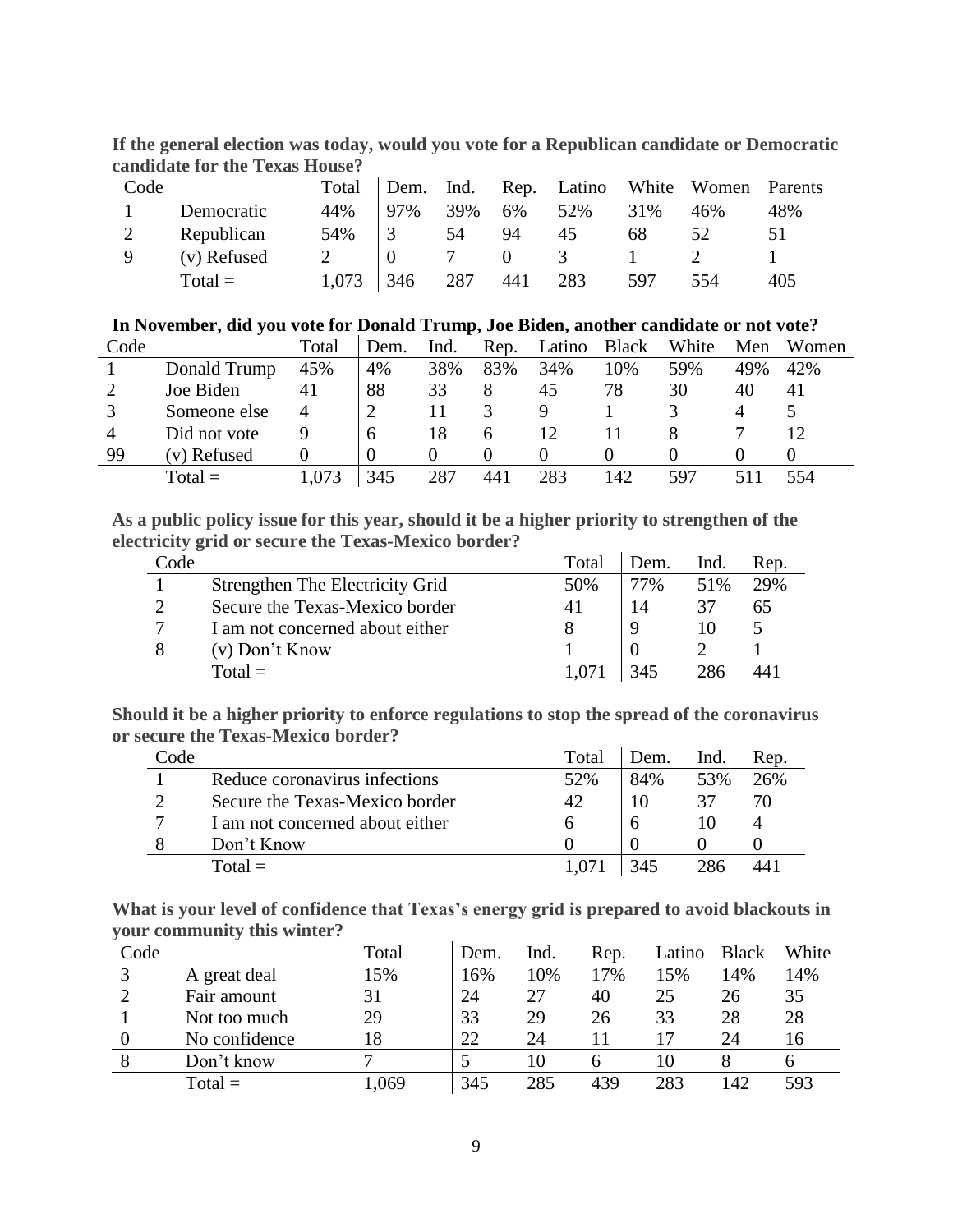**If the general election was today, would you vote for a Republican candidate or Democratic candidate for the Texas House?**

| Code | | Total | Dem. | Ind. | Rep. | Latino | White | Women | Parents |
|---|---|---|---|---|---|---|---|---|---|
| 1 | Democratic | 44% | 97% | 39% | 6% | 52% | 31% | 46% | 48% |
| 2 | Republican | 54% | 3 | 54 | 94 | 45 | 68 | 52 | 51 |
| 9 | (v) Refused | 2 | 0 | 7 | 0 | 3 | 1 | 2 | 1 |
| | Total = | 1,073 | 346 | 287 | 441 | 283 | 597 | 554 | 405 |

**In November, did you vote for Donald Trump, Joe Biden, another candidate or not vote?**

| Code | | Total | Dem. | Ind. | Rep. | Latino | Black | White | Men | Women |
|---|---|---|---|---|---|---|---|---|---|---|
| 1 | Donald Trump | 45% | 4% | 38% | 83% | 34% | 10% | 59% | 49% | 42% |
| 2 | Joe Biden | 41 | 88 | 33 | 8 | 45 | 78 | 30 | 40 | 41 |
| 3 | Someone else | 4 | 2 | 11 | 3 | 9 | 1 | 3 | 4 | 5 |
| 4 | Did not vote | 9 | 6 | 18 | 6 | 12 | 11 | 8 | 7 | 12 |
| 99 | (v) Refused | 0 | 0 | 0 | 0 | 0 | 0 | 0 | 0 | 0 |
| | Total = | 1,073 | 345 | 287 | 441 | 283 | 142 | 597 | 511 | 554 |

**As a public policy issue for this year, should it be a higher priority to strengthen of the electricity grid or secure the Texas-Mexico border?**

| Code | | Total | Dem. | Ind. | Rep. |
|---|---|---|---|---|---|
| 1 | Strengthen The Electricity Grid | 50% | 77% | 51% | 29% |
| 2 | Secure the Texas-Mexico border | 41 | 14 | 37 | 65 |
| 7 | I am not concerned about either | 8 | 9 | 10 | 5 |
| 8 | (v) Don't Know | 1 | 0 | 2 | 1 |
| | Total = | 1,071 | 345 | 286 | 441 |

**Should it be a higher priority to enforce regulations to stop the spread of the coronavirus or secure the Texas-Mexico border?**

| Code | | Total | Dem. | Ind. | Rep. |
|---|---|---|---|---|---|
| 1 | Reduce coronavirus infections | 52% | 84% | 53% | 26% |
| 2 | Secure the Texas-Mexico border | 42 | 10 | 37 | 70 |
| 7 | I am not concerned about either | 6 | 6 | 10 | 4 |
| 8 | Don't Know | 0 | 0 | 0 | 0 |
| | Total = | 1,071 | 345 | 286 | 441 |

**What is your level of confidence that Texas's energy grid is prepared to avoid blackouts in your community this winter?**

| Code | | Total | Dem. | Ind. | Rep. | Latino | Black | White |
|---|---|---|---|---|---|---|---|---|
| 3 | A great deal | 15% | 16% | 10% | 17% | 15% | 14% | 14% |
| 2 | Fair amount | 31 | 24 | 27 | 40 | 25 | 26 | 35 |
| 1 | Not too much | 29 | 33 | 29 | 26 | 33 | 28 | 28 |
| 0 | No confidence | 18 | 22 | 24 | 11 | 17 | 24 | 16 |
| 8 | Don't know | 7 | 5 | 10 | 6 | 10 | 8 | 6 |
| | Total = | 1,069 | 345 | 285 | 439 | 283 | 142 | 593 |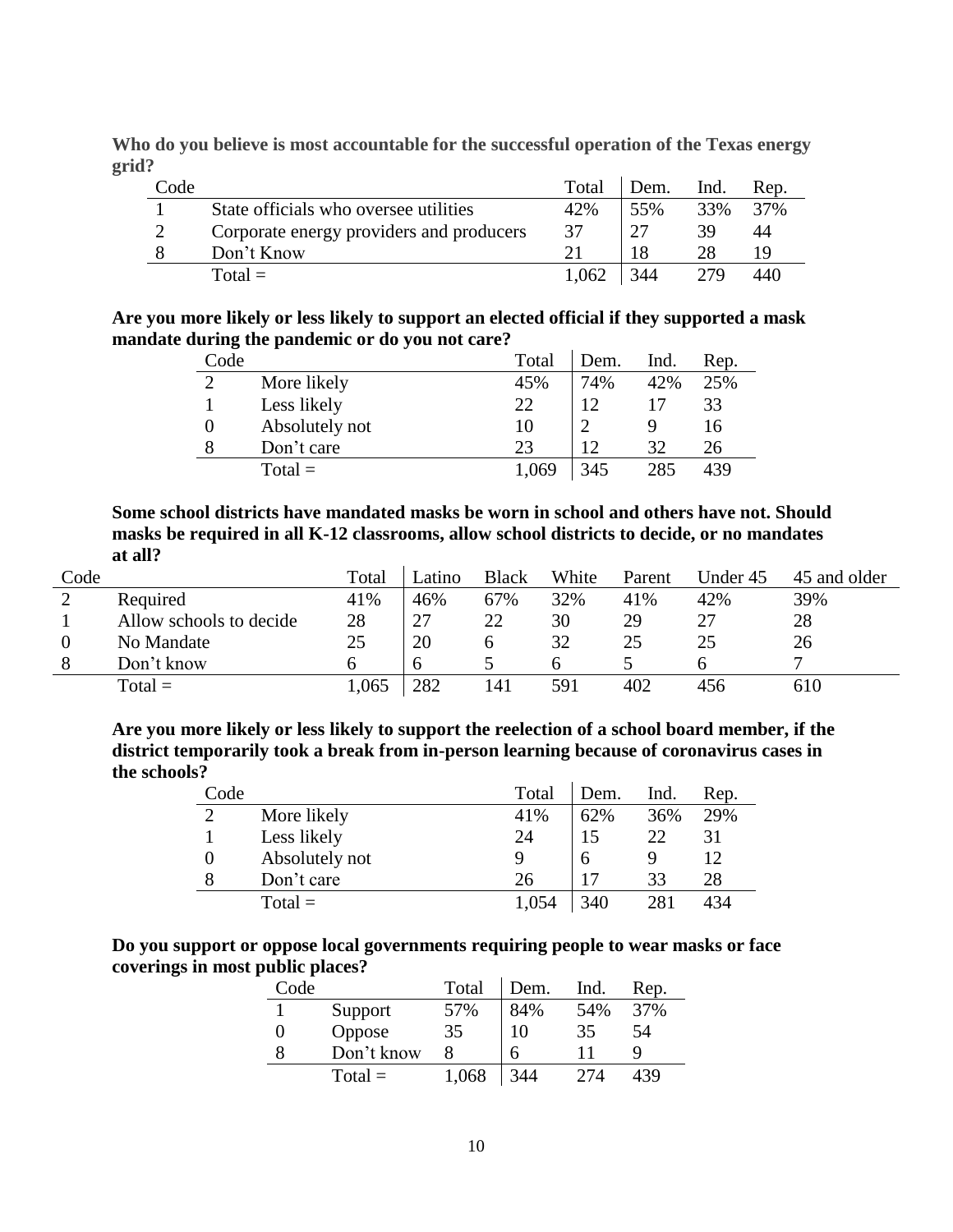**Who do you believe is most accountable for the successful operation of the Texas energy grid?**

| Code | | Total | Dem. | Ind. | Rep. |
|---|---|---|---|---|---|
| 1 | State officials who oversee utilities | 42% | 55% | 33% | 37% |
| 2 | Corporate energy providers and producers | 37 | 27 | 39 | 44 |
| 8 | Don't Know | 21 | 18 | 28 | 19 |
| | Total = | 1,062 | 344 | 279 | 440 |

**Are you more likely or less likely to support an elected official if they supported a mask mandate during the pandemic or do you not care?**

| Code | | Total | Dem. | Ind. | Rep. |
|---|---|---|---|---|---|
| 2 | More likely | 45% | 74% | 42% | 25% |
| 1 | Less likely | 22 | 12 | 17 | 33 |
| 0 | Absolutely not | 10 | 2 | 9 | 16 |
| 8 | Don't care | 23 | 12 | 32 | 26 |
| | Total = | 1,069 | 345 | 285 | 439 |

**Some school districts have mandated masks be worn in school and others have not. Should masks be required in all K-12 classrooms, allow school districts to decide, or no mandates at all?**

| Code | | Total | Latino | Black | White | Parent | Under 45 | 45 and older |
|---|---|---|---|---|---|---|---|---|
| 2 | Required | 41% | 46% | 67% | 32% | 41% | 42% | 39% |
| 1 | Allow schools to decide | 28 | 27 | 22 | 30 | 29 | 27 | 28 |
| 0 | No Mandate | 25 | 20 | 6 | 32 | 25 | 25 | 26 |
| 8 | Don't know | 6 | 6 | 5 | 6 | 5 | 6 | 7 |
| | Total = | 1,065 | 282 | 141 | 591 | 402 | 456 | 610 |

**Are you more likely or less likely to support the reelection of a school board member, if the district temporarily took a break from in-person learning because of coronavirus cases in the schools?**

| Code | | Total | Dem. | Ind. | Rep. |
|---|---|---|---|---|---|
| 2 | More likely | 41% | 62% | 36% | 29% |
| 1 | Less likely | 24 | 15 | 22 | 31 |
| 0 | Absolutely not | 9 | 6 | 9 | 12 |
| 8 | Don't care | 26 | 17 | 33 | 28 |
| | Total = | 1,054 | 340 | 281 | 434 |

**Do you support or oppose local governments requiring people to wear masks or face coverings in most public places?**

| Code | | Total | Dem. | Ind. | Rep. |
|---|---|---|---|---|---|
| 1 | Support | 57% | 84% | 54% | 37% |
| 0 | Oppose | 35 | 10 | 35 | 54 |
| 8 | Don't know | 8 | 6 | 11 | 9 |
| | Total = | 1,068 | 344 | 274 | 439 |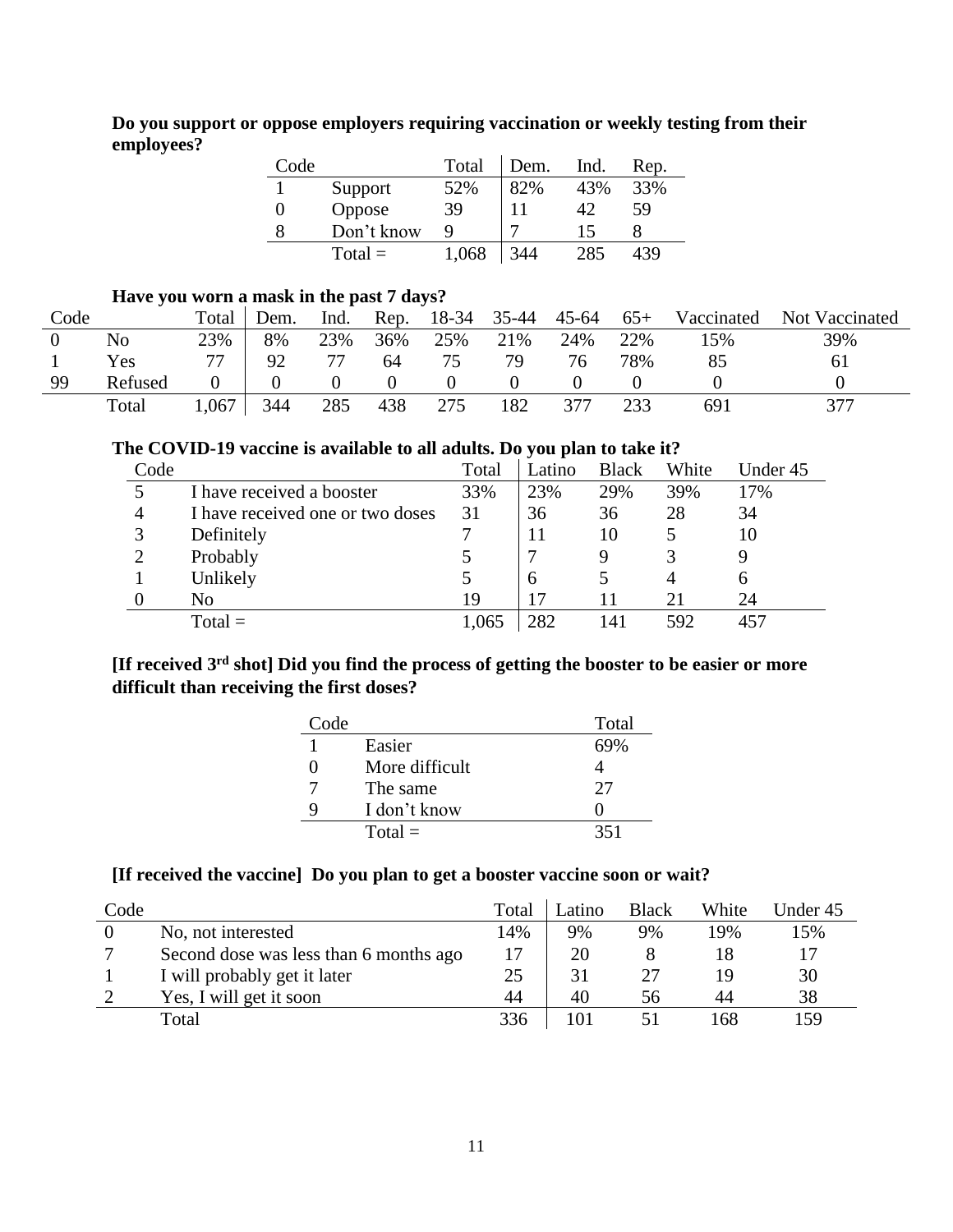**Do you support or oppose employers requiring vaccination or weekly testing from their employees?**

| Code | | Total | Dem. | Ind. | Rep. |
|---|---|---|---|---|---|
| 1 | Support | 52% | 82% | 43% | 33% |
| 0 | Oppose | 39 | 11 | 42 | 59 |
| 8 | Don't know | 9 | 7 | 15 | 8 |
| | Total = | 1,068 | 344 | 285 | 439 |

**Have you worn a mask in the past 7 days?**

| Code | | Total | Dem. | Ind. | Rep. | 18-34 | 35-44 | 45-64 | 65+ | Vaccinated | Not Vaccinated |
|---|---|---|---|---|---|---|---|---|---|---|---|
| 0 | No | 23% | 8% | 23% | 36% | 25% | 21% | 24% | 22% | 15% | 39% |
| 1 | Yes | 77 | 92 | 77 | 64 | 75 | 79 | 76 | 78% | 85 | 61 |
| 99 | Refused | 0 | 0 | 0 | 0 | 0 | 0 | 0 | 0 | 0 | 0 |
| | Total | 1,067 | 344 | 285 | 438 | 275 | 182 | 377 | 233 | 691 | 377 |

**The COVID-19 vaccine is available to all adults. Do you plan to take it?**

| Code | | Total | Latino | Black | White | Under 45 |
|---|---|---|---|---|---|---|
| 5 | I have received a booster | 33% | 23% | 29% | 39% | 17% |
| 4 | I have received one or two doses | 31 | 36 | 36 | 28 | 34 |
| 3 | Definitely | 7 | 11 | 10 | 5 | 10 |
| 2 | Probably | 5 | 7 | 9 | 3 | 9 |
| 1 | Unlikely | 5 | 6 | 5 | 4 | 6 |
| 0 | No | 19 | 17 | 11 | 21 | 24 |
| | Total = | 1,065 | 282 | 141 | 592 | 457 |

**[If received 3rd shot] Did you find the process of getting the booster to be easier or more difficult than receiving the first doses?**

| Code | | Total |
|---|---|---|
| 1 | Easier | 69% |
| 0 | More difficult | 4 |
| 7 | The same | 27 |
| 9 | I don't know | 0 |
| | Total = | 351 |

**[If received the vaccine] Do you plan to get a booster vaccine soon or wait?**

| Code | | Total | Latino | Black | White | Under 45 |
|---|---|---|---|---|---|---|
| 0 | No, not interested | 14% | 9% | 9% | 19% | 15% |
| 7 | Second dose was less than 6 months ago | 17 | 20 | 8 | 18 | 17 |
| 1 | I will probably get it later | 25 | 31 | 27 | 19 | 30 |
| 2 | Yes, I will get it soon | 44 | 40 | 56 | 44 | 38 |
| | Total | 336 | 101 | 51 | 168 | 159 |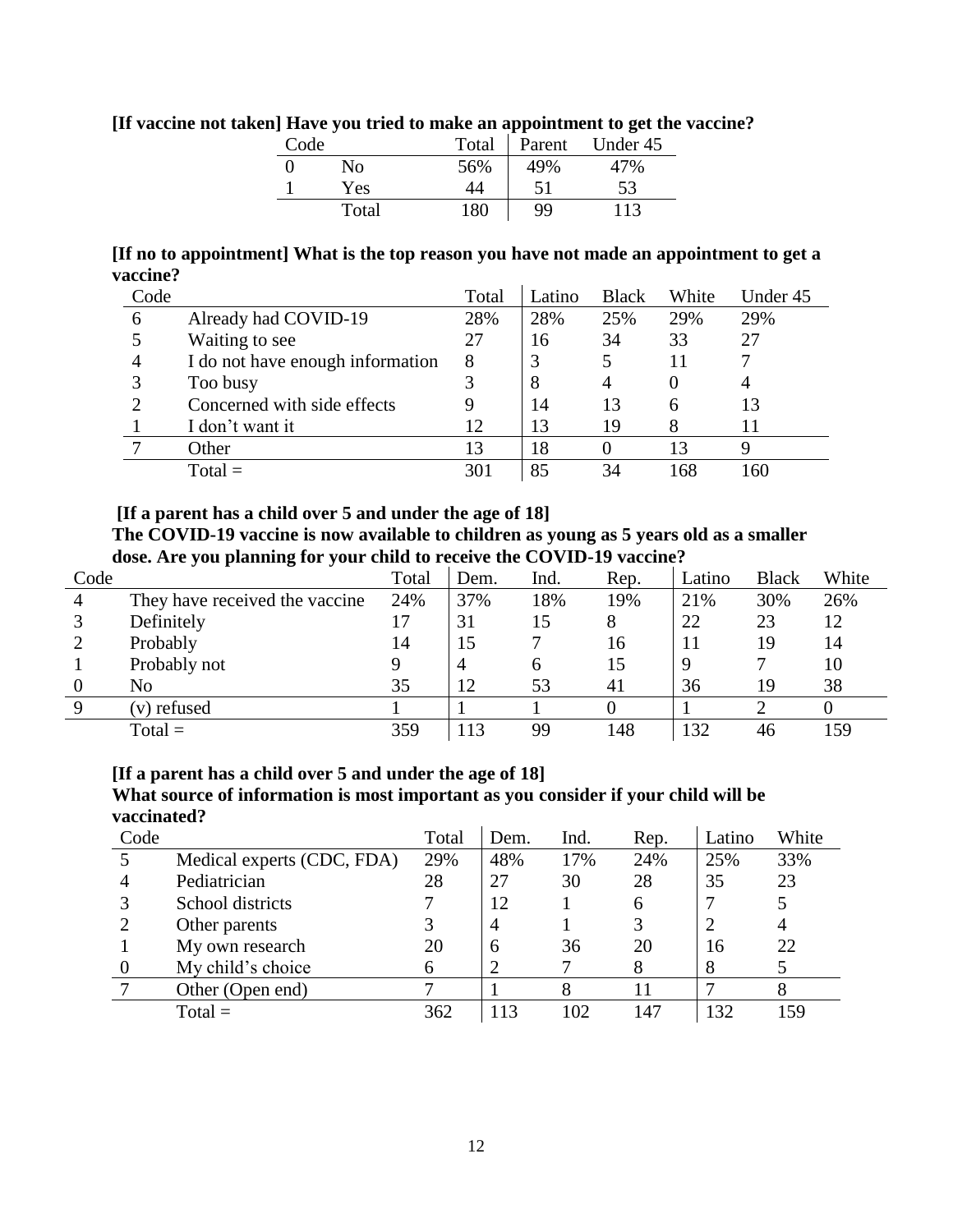**[If vaccine not taken] Have you tried to make an appointment to get the vaccine?**

| Code | | Total | Parent | Under 45 |
|---|---|---|---|---|
| 0 | No | 56% | 49% | 47% |
| 1 | Yes | 44 | 51 | 53 |
| | Total | 180 | 99 | 113 |

**[If no to appointment] What is the top reason you have not made an appointment to get a vaccine?**

| Code | | Total | Latino | Black | White | Under 45 |
|---|---|---|---|---|---|---|
| 6 | Already had COVID-19 | 28% | 28% | 25% | 29% | 29% |
| 5 | Waiting to see | 27 | 16 | 34 | 33 | 27 |
| 4 | I do not have enough information | 8 | 3 | 5 | 11 | 7 |
| 3 | Too busy | 3 | 8 | 4 | 0 | 4 |
| 2 | Concerned with side effects | 9 | 14 | 13 | 6 | 13 |
| 1 | I don't want it | 12 | 13 | 19 | 8 | 11 |
| 7 | Other | 13 | 18 | 0 | 13 | 9 |
| | Total = | 301 | 85 | 34 | 168 | 160 |

**[If a parent has a child over 5 and under the age of 18]**
**The COVID-19 vaccine is now available to children as young as 5 years old as a smaller dose. Are you planning for your child to receive the COVID-19 vaccine?**

| Code | | Total | Dem. | Ind. | Rep. | Latino | Black | White |
|---|---|---|---|---|---|---|---|---|
| 4 | They have received the vaccine | 24% | 37% | 18% | 19% | 21% | 30% | 26% |
| 3 | Definitely | 17 | 31 | 15 | 8 | 22 | 23 | 12 |
| 2 | Probably | 14 | 15 | 7 | 16 | 11 | 19 | 14 |
| 1 | Probably not | 9 | 4 | 6 | 15 | 9 | 7 | 10 |
| 0 | No | 35 | 12 | 53 | 41 | 36 | 19 | 38 |
| 9 | (v) refused | 1 | 1 | 1 | 0 | 1 | 2 | 0 |
| | Total = | 359 | 113 | 99 | 148 | 132 | 46 | 159 |

**[If a parent has a child over 5 and under the age of 18]**
**What source of information is most important as you consider if your child will be vaccinated?**

| Code | | Total | Dem. | Ind. | Rep. | Latino | White |
|---|---|---|---|---|---|---|---|
| 5 | Medical experts (CDC, FDA) | 29% | 48% | 17% | 24% | 25% | 33% |
| 4 | Pediatrician | 28 | 27 | 30 | 28 | 35 | 23 |
| 3 | School districts | 7 | 12 | 1 | 6 | 7 | 5 |
| 2 | Other parents | 3 | 4 | 1 | 3 | 2 | 4 |
| 1 | My own research | 20 | 6 | 36 | 20 | 16 | 22 |
| 0 | My child's choice | 6 | 2 | 7 | 8 | 8 | 5 |
| 7 | Other (Open end) | 7 | 1 | 8 | 11 | 7 | 8 |
| | Total = | 362 | 113 | 102 | 147 | 132 | 159 |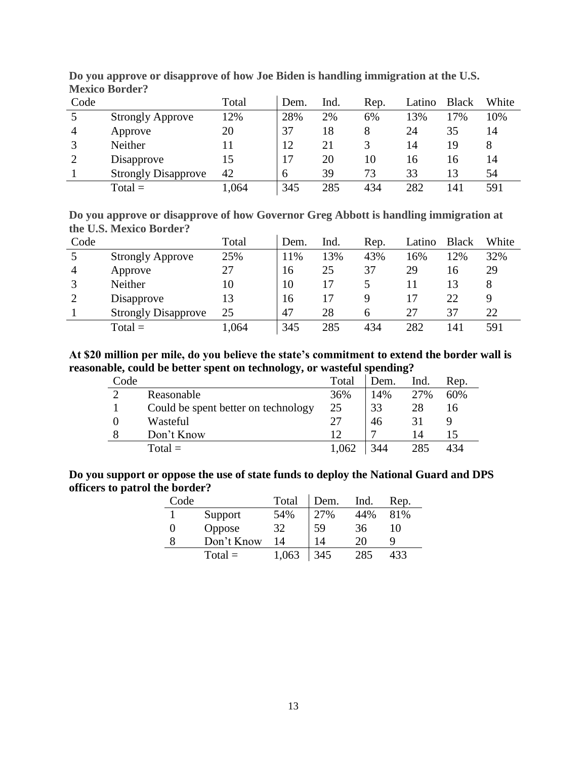**Do you approve or disapprove of how Joe Biden is handling immigration at the U.S. Mexico Border?**

| Code | | Total | Dem. | Ind. | Rep. | Latino | Black | White |
|---|---|---|---|---|---|---|---|---|
| 5 | Strongly Approve | 12% | 28% | 2% | 6% | 13% | 17% | 10% |
| 4 | Approve | 20 | 37 | 18 | 8 | 24 | 35 | 14 |
| 3 | Neither | 11 | 12 | 21 | 3 | 14 | 19 | 8 |
| 2 | Disapprove | 15 | 17 | 20 | 10 | 16 | 16 | 14 |
| 1 | Strongly Disapprove | 42 | 6 | 39 | 73 | 33 | 13 | 54 |
| | Total = | 1,064 | 345 | 285 | 434 | 282 | 141 | 591 |

**Do you approve or disapprove of how Governor Greg Abbott is handling immigration at the U.S. Mexico Border?**

| Code | | Total | Dem. | Ind. | Rep. | Latino | Black | White |
|---|---|---|---|---|---|---|---|---|
| 5 | Strongly Approve | 25% | 11% | 13% | 43% | 16% | 12% | 32% |
| 4 | Approve | 27 | 16 | 25 | 37 | 29 | 16 | 29 |
| 3 | Neither | 10 | 10 | 17 | 5 | 11 | 13 | 8 |
| 2 | Disapprove | 13 | 16 | 17 | 9 | 17 | 22 | 9 |
| 1 | Strongly Disapprove | 25 | 47 | 28 | 6 | 27 | 37 | 22 |
| | Total = | 1,064 | 345 | 285 | 434 | 282 | 141 | 591 |

**At $20 million per mile, do you believe the state's commitment to extend the border wall is reasonable, could be better spent on technology, or wasteful spending?**

| Code | | Total | Dem. | Ind. | Rep. |
|---|---|---|---|---|---|
| 2 | Reasonable | 36% | 14% | 27% | 60% |
| 1 | Could be spent better on technology | 25 | 33 | 28 | 16 |
| 0 | Wasteful | 27 | 46 | 31 | 9 |
| 8 | Don't Know | 12 | 7 | 14 | 15 |
| | Total = | 1,062 | 344 | 285 | 434 |

**Do you support or oppose the use of state funds to deploy the National Guard and DPS officers to patrol the border?**

| Code | | Total | Dem. | Ind. | Rep. |
|---|---|---|---|---|---|
| 1 | Support | 54% | 27% | 44% | 81% |
| 0 | Oppose | 32 | 59 | 36 | 10 |
| 8 | Don't Know | 14 | 14 | 20 | 9 |
| | Total = | 1,063 | 345 | 285 | 433 |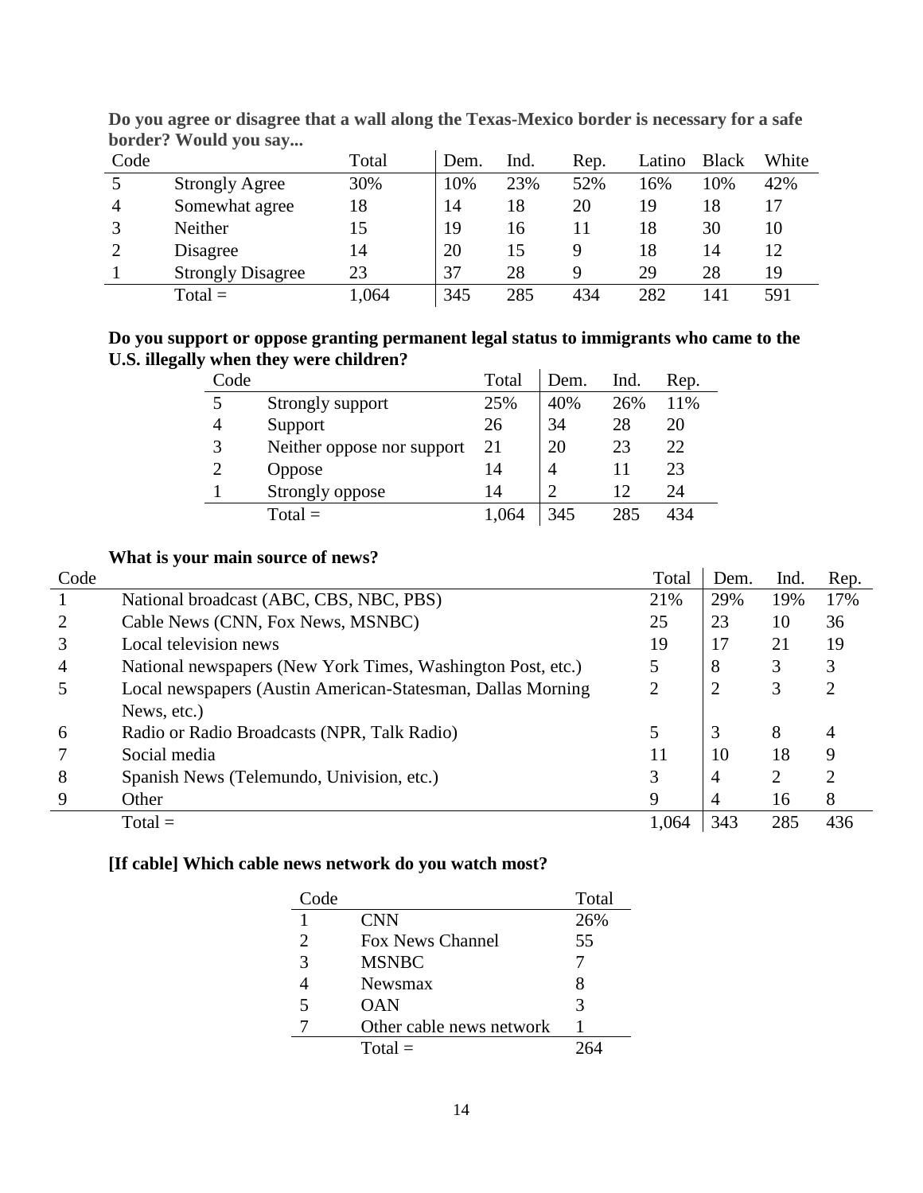**Do you agree or disagree that a wall along the Texas-Mexico border is necessary for a safe border? Would you say...**

| Code | | Total | Dem. | Ind. | Rep. | Latino | Black | White |
|---|---|---|---|---|---|---|---|---|
| 5 | Strongly Agree | 30% | 10% | 23% | 52% | 16% | 10% | 42% |
| 4 | Somewhat agree | 18 | 14 | 18 | 20 | 19 | 18 | 17 |
| 3 | Neither | 15 | 19 | 16 | 11 | 18 | 30 | 10 |
| 2 | Disagree | 14 | 20 | 15 | 9 | 18 | 14 | 12 |
| 1 | Strongly Disagree | 23 | 37 | 28 | 9 | 29 | 28 | 19 |
| | Total = | 1,064 | 345 | 285 | 434 | 282 | 141 | 591 |

**Do you support or oppose granting permanent legal status to immigrants who came to the U.S. illegally when they were children?**

| Code | | Total | Dem. | Ind. | Rep. |
|---|---|---|---|---|---|
| 5 | Strongly support | 25% | 40% | 26% | 11% |
| 4 | Support | 26 | 34 | 28 | 20 |
| 3 | Neither oppose nor support | 21 | 20 | 23 | 22 |
| 2 | Oppose | 14 | 4 | 11 | 23 |
| 1 | Strongly oppose | 14 | 2 | 12 | 24 |
| | Total = | 1,064 | 345 | 285 | 434 |

**What is your main source of news?**

| Code | | Total | Dem. | Ind. | Rep. |
|---|---|---|---|---|---|
| 1 | National broadcast (ABC, CBS, NBC, PBS) | 21% | 29% | 19% | 17% |
| 2 | Cable News (CNN, Fox News, MSNBC) | 25 | 23 | 10 | 36 |
| 3 | Local television news | 19 | 17 | 21 | 19 |
| 4 | National newspapers (New York Times, Washington Post, etc.) | 5 | 8 | 3 | 3 |
| 5 | Local newspapers (Austin American-Statesman, Dallas Morning News, etc.) | 2 | 2 | 3 | 2 |
| 6 | Radio or Radio Broadcasts (NPR, Talk Radio) | 5 | 3 | 8 | 4 |
| 7 | Social media | 11 | 10 | 18 | 9 |
| 8 | Spanish News (Telemundo, Univision, etc.) | 3 | 4 | 2 | 2 |
| 9 | Other | 9 | 4 | 16 | 8 |
| | Total = | 1,064 | 343 | 285 | 436 |

**[If cable] Which cable news network do you watch most?**

| Code | | Total |
|---|---|---|
| 1 | CNN | 26% |
| 2 | Fox News Channel | 55 |
| 3 | MSNBC | 7 |
| 4 | Newsmax | 8 |
| 5 | OAN | 3 |
| 7 | Other cable news network | 1 |
| | Total = | 264 |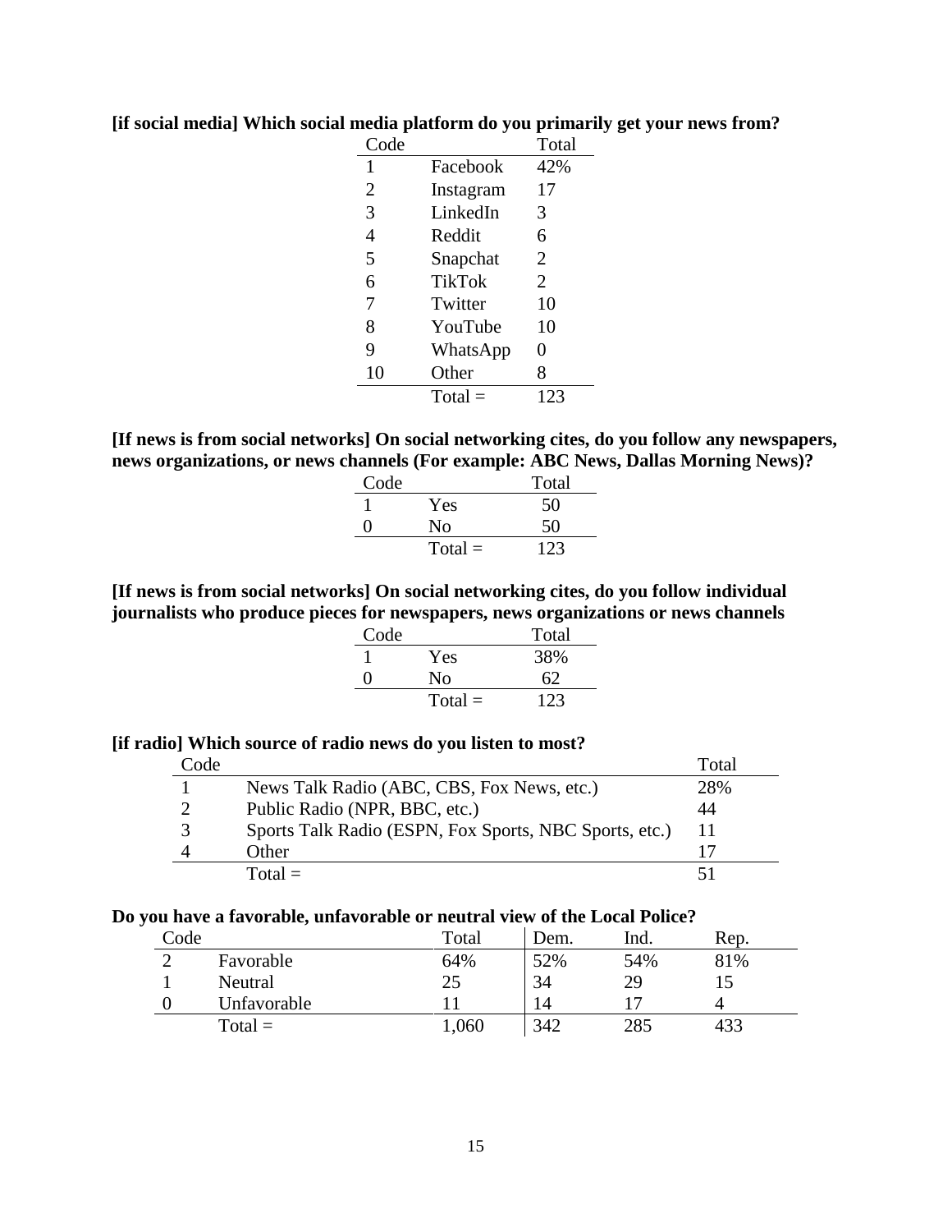**[if social media] Which social media platform do you primarily get your news from?**

| Code | | Total |
|---|---|---|
| 1 | Facebook | 42% |
| 2 | Instagram | 17 |
| 3 | LinkedIn | 3 |
| 4 | Reddit | 6 |
| 5 | Snapchat | 2 |
| 6 | TikTok | 2 |
| 7 | Twitter | 10 |
| 8 | YouTube | 10 |
| 9 | WhatsApp | 0 |
| 10 | Other | 8 |
| | Total = | 123 |

**[If news is from social networks] On social networking cites, do you follow any newspapers, news organizations, or news channels (For example: ABC News, Dallas Morning News)?**

| Code | | Total |
|---|---|---|
| 1 | Yes | 50 |
| 0 | No | 50 |
| | Total = | 123 |

**[If news is from social networks] On social networking cites, do you follow individual journalists who produce pieces for newspapers, news organizations or news channels**

| Code | | Total |
|---|---|---|
| 1 | Yes | 38% |
| 0 | No | 62 |
| | Total = | 123 |

**[if radio] Which source of radio news do you listen to most?**

| Code | | Total |
|---|---|---|
| 1 | News Talk Radio (ABC, CBS, Fox News, etc.) | 28% |
| 2 | Public Radio (NPR, BBC, etc.) | 44 |
| 3 | Sports Talk Radio (ESPN, Fox Sports, NBC Sports, etc.) | 11 |
| 4 | Other | 17 |
| | Total = | 51 |

**Do you have a favorable, unfavorable or neutral view of the Local Police?**

| Code | | Total | Dem. | Ind. | Rep. |
|---|---|---|---|---|---|
| 2 | Favorable | 64% | 52% | 54% | 81% |
| 1 | Neutral | 25 | 34 | 29 | 15 |
| 0 | Unfavorable | 11 | 14 | 17 | 4 |
| | Total = | 1,060 | 342 | 285 | 433 |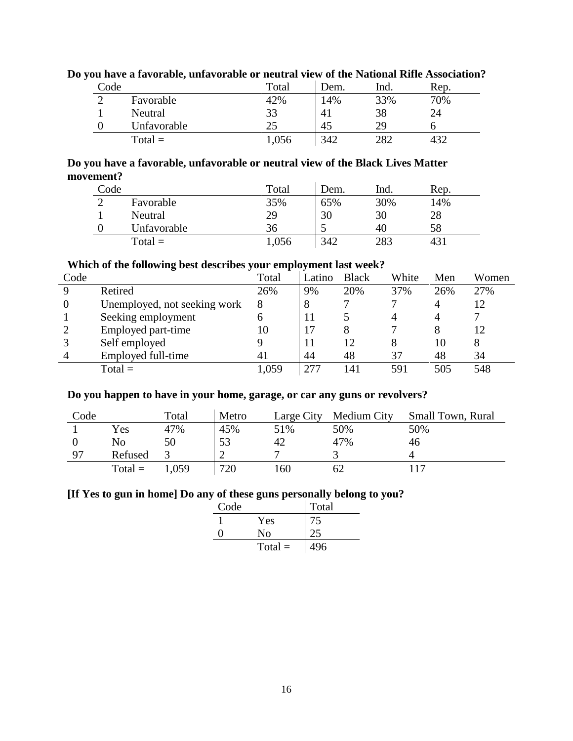**Do you have a favorable, unfavorable or neutral view of the National Rifle Association?**

| Code | | Total | Dem. | Ind. | Rep. |
|---|---|---|---|---|---|
| 2 | Favorable | 42% | 14% | 33% | 70% |
| 1 | Neutral | 33 | 41 | 38 | 24 |
| 0 | Unfavorable | 25 | 45 | 29 | 6 |
| | Total = | 1,056 | 342 | 282 | 432 |

**Do you have a favorable, unfavorable or neutral view of the Black Lives Matter movement?**

| Code | | Total | Dem. | Ind. | Rep. |
|---|---|---|---|---|---|
| 2 | Favorable | 35% | 65% | 30% | 14% |
| 1 | Neutral | 29 | 30 | 30 | 28 |
| 0 | Unfavorable | 36 | 5 | 40 | 58 |
| | Total = | 1,056 | 342 | 283 | 431 |

**Which of the following best describes your employment last week?**

| Code | | Total | Latino | Black | White | Men | Women |
|---|---|---|---|---|---|---|---|
| 9 | Retired | 26% | 9% | 20% | 37% | 26% | 27% |
| 0 | Unemployed, not seeking work | 8 | 8 | 7 | 7 | 4 | 12 |
| 1 | Seeking employment | 6 | 11 | 5 | 4 | 4 | 7 |
| 2 | Employed part-time | 10 | 17 | 8 | 7 | 8 | 12 |
| 3 | Self employed | 9 | 11 | 12 | 8 | 10 | 8 |
| 4 | Employed full-time | 41 | 44 | 48 | 37 | 48 | 34 |
| | Total = | 1,059 | 277 | 141 | 591 | 505 | 548 |

**Do you happen to have in your home, garage, or car any guns or revolvers?**

| Code | | Total | Metro | Large City | Medium City | Small Town, Rural |
|---|---|---|---|---|---|---|
| 1 | Yes | 47% | 45% | 51% | 50% | 50% |
| 0 | No | 50 | 53 | 42 | 47% | 46 |
| 97 | Refused | 3 | 2 | 7 | 3 | 4 |
| | Total = | 1,059 | 720 | 160 | 62 | 117 |

**[If Yes to gun in home] Do any of these guns personally belong to you?**

| Code | | Total |
|---|---|---|
| 1 | Yes | 75 |
| 0 | No | 25 |
| | Total = | 496 |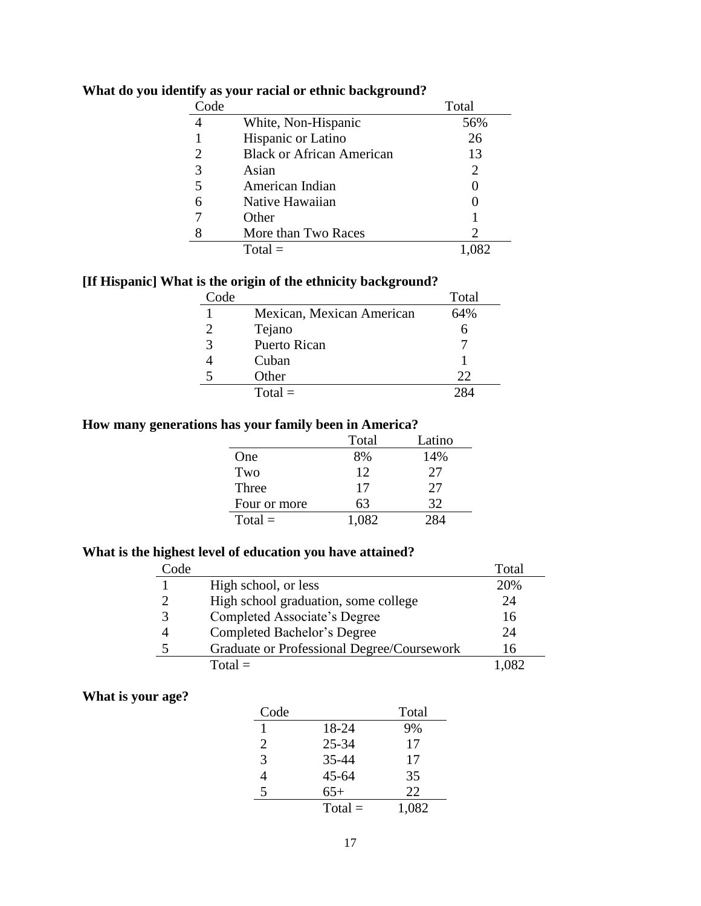**What do you identify as your racial or ethnic background?**

| Code | | Total |
|---|---|---|
| 4 | White, Non-Hispanic | 56% |
| 1 | Hispanic or Latino | 26 |
| 2 | Black or African American | 13 |
| 3 | Asian | 2 |
| 5 | American Indian | 0 |
| 6 | Native Hawaiian | 0 |
| 7 | Other | 1 |
| 8 | More than Two Races | 2 |
| | Total = | 1,082 |

**[If Hispanic] What is the origin of the ethnicity background?**

| Code | | Total |
|---|---|---|
| 1 | Mexican, Mexican American | 64% |
| 2 | Tejano | 6 |
| 3 | Puerto Rican | 7 |
| 4 | Cuban | 1 |
| 5 | Other | 22 |
| | Total = | 284 |

**How many generations has your family been in America?**

| | Total | Latino |
|---|---|---|
| One | 8% | 14% |
| Two | 12 | 27 |
| Three | 17 | 27 |
| Four or more | 63 | 32 |
| Total = | 1,082 | 284 |

**What is the highest level of education you have attained?**

| Code | | Total |
|---|---|---|
| 1 | High school, or less | 20% |
| 2 | High school graduation, some college | 24 |
| 3 | Completed Associate's Degree | 16 |
| 4 | Completed Bachelor's Degree | 24 |
| 5 | Graduate or Professional Degree/Coursework | 16 |
| | Total = | 1,082 |

**What is your age?**

| Code | | Total |
|---|---|---|
| 1 | 18-24 | 9% |
| 2 | 25-34 | 17 |
| 3 | 35-44 | 17 |
| 4 | 45-64 | 35 |
| 5 | 65+ | 22 |
| | Total = | 1,082 |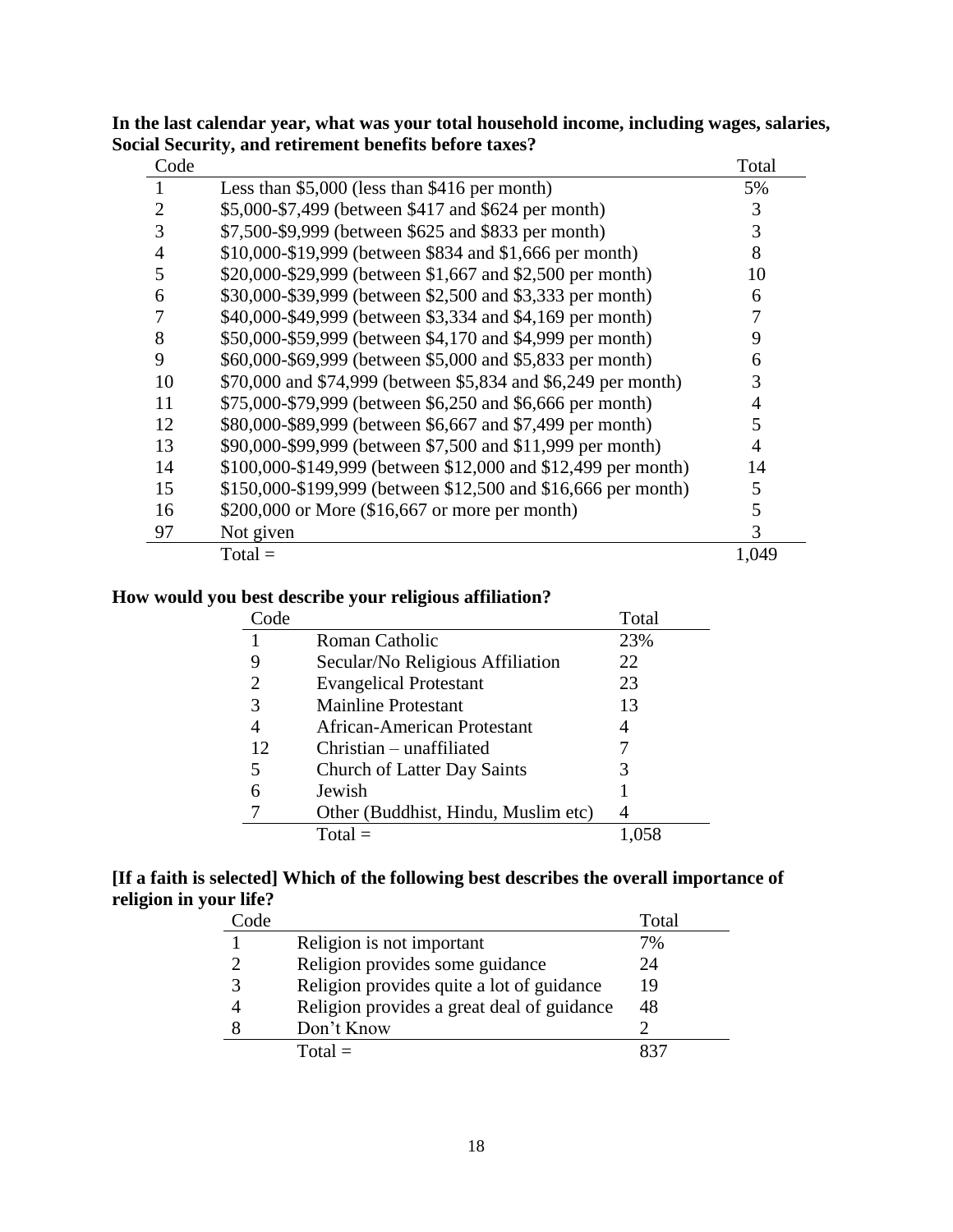**In the last calendar year, what was your total household income, including wages, salaries, Social Security, and retirement benefits before taxes?**

| Code | | Total |
|---|---|---|
| 1 | Less than $5,000 (less than $416 per month) | 5% |
| 2 | $5,000-$7,499 (between $417 and $624 per month) | 3 |
| 3 | $7,500-$9,999 (between $625 and $833 per month) | 3 |
| 4 | $10,000-$19,999 (between $834 and $1,666 per month) | 8 |
| 5 | $20,000-$29,999 (between $1,667 and $2,500 per month) | 10 |
| 6 | $30,000-$39,999 (between $2,500 and $3,333 per month) | 6 |
| 7 | $40,000-$49,999 (between $3,334 and $4,169 per month) | 7 |
| 8 | $50,000-$59,999 (between $4,170 and $4,999 per month) | 9 |
| 9 | $60,000-$69,999 (between $5,000 and $5,833 per month) | 6 |
| 10 | $70,000 and $74,999 (between $5,834 and $6,249 per month) | 3 |
| 11 | $75,000-$79,999 (between $6,250 and $6,666 per month) | 4 |
| 12 | $80,000-$89,999 (between $6,667 and $7,499 per month) | 5 |
| 13 | $90,000-$99,999 (between $7,500 and $11,999 per month) | 4 |
| 14 | $100,000-$149,999 (between $12,000 and $12,499 per month) | 14 |
| 15 | $150,000-$199,999 (between $12,500 and $16,666 per month) | 5 |
| 16 | $200,000 or More ($16,667 or more per month) | 5 |
| 97 | Not given | 3 |
| | Total = | 1,049 |

**How would you best describe your religious affiliation?**

| Code | | Total |
|---|---|---|
| 1 | Roman Catholic | 23% |
| 9 | Secular/No Religious Affiliation | 22 |
| 2 | Evangelical Protestant | 23 |
| 3 | Mainline Protestant | 13 |
| 4 | African-American Protestant | 4 |
| 12 | Christian – unaffiliated | 7 |
| 5 | Church of Latter Day Saints | 3 |
| 6 | Jewish | 1 |
| 7 | Other (Buddhist, Hindu, Muslim etc) | 4 |
| | Total = | 1,058 |

**[If a faith is selected] Which of the following best describes the overall importance of religion in your life?**

| Code | | Total |
|---|---|---|
| 1 | Religion is not important | 7% |
| 2 | Religion provides some guidance | 24 |
| 3 | Religion provides quite a lot of guidance | 19 |
| 4 | Religion provides a great deal of guidance | 48 |
| 8 | Don't Know | 2 |
| | Total = | 837 |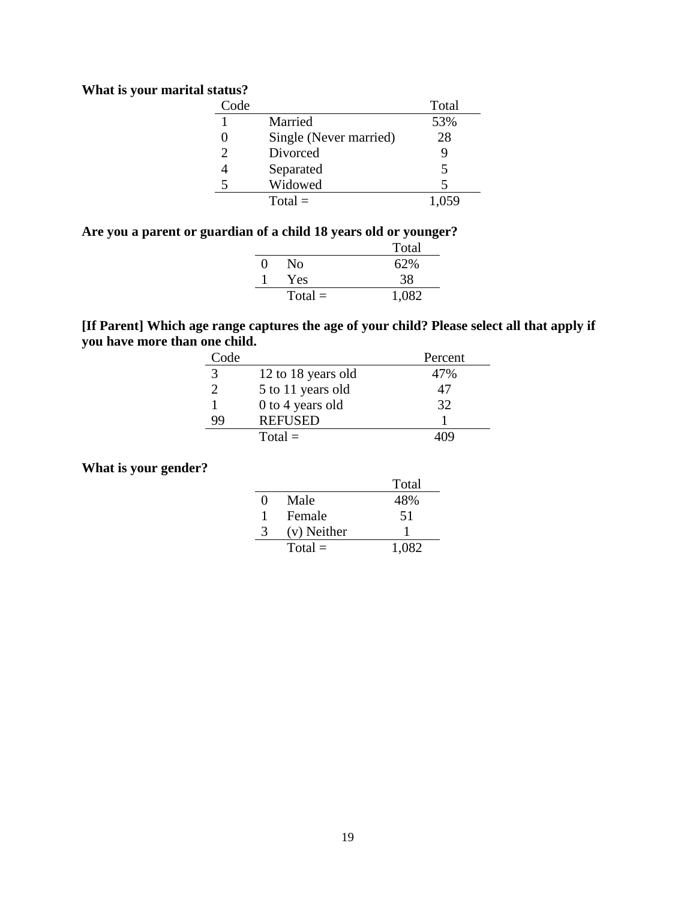**What is your marital status?**

| Code | | Total |
|---|---|---|
| 1 | Married | 53% |
| 0 | Single (Never married) | 28 |
| 2 | Divorced | 9 |
| 4 | Separated | 5 |
| 5 | Widowed | 5 |
| | Total = | 1,059 |

**Are you a parent or guardian of a child 18 years old or younger?**

| | | Total |
|---|---|---|
| 0 | No | 62% |
| 1 | Yes | 38 |
| | Total = | 1,082 |

**[If Parent] Which age range captures the age of your child? Please select all that apply if you have more than one child.**

| Code | | Percent |
|---|---|---|
| 3 | 12 to 18 years old | 47% |
| 2 | 5 to 11 years old | 47 |
| 1 | 0 to 4 years old | 32 |
| 99 | REFUSED | 1 |
| | Total = | 409 |

**What is your gender?**

| | | Total |
|---|---|---|
| 0 | Male | 48% |
| 1 | Female | 51 |
| 3 | (v) Neither | 1 |
| | Total = | 1,082 |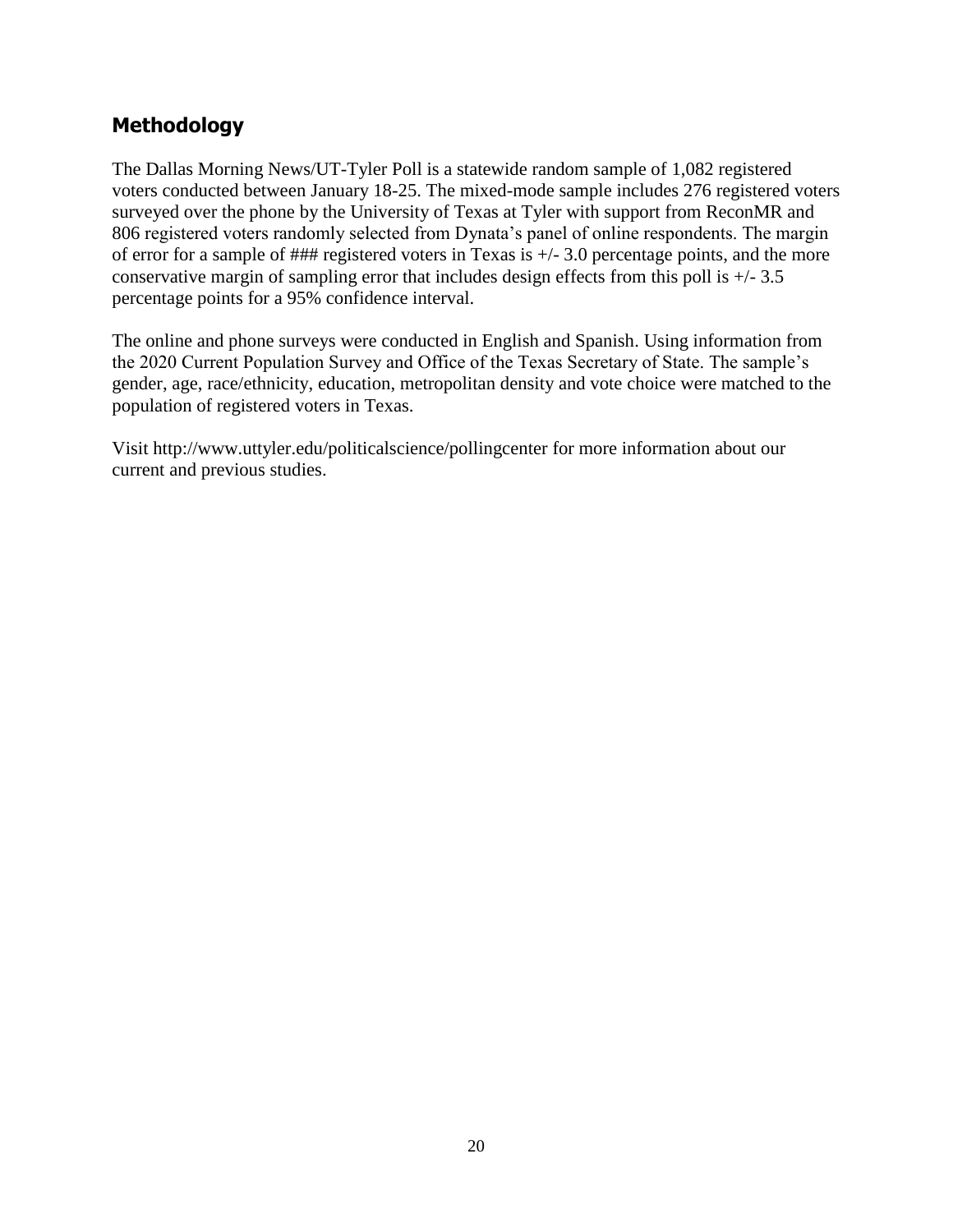## Methodology

The Dallas Morning News/UT-Tyler Poll is a statewide random sample of 1,082 registered voters conducted between January 18-25. The mixed-mode sample includes 276 registered voters surveyed over the phone by the University of Texas at Tyler with support from ReconMR and 806 registered voters randomly selected from Dynata's panel of online respondents. The margin of error for a sample of ### registered voters in Texas is +/- 3.0 percentage points, and the more conservative margin of sampling error that includes design effects from this poll is +/- 3.5 percentage points for a 95% confidence interval.

The online and phone surveys were conducted in English and Spanish. Using information from the 2020 Current Population Survey and Office of the Texas Secretary of State. The sample's gender, age, race/ethnicity, education, metropolitan density and vote choice were matched to the population of registered voters in Texas.

Visit http://www.uttyler.edu/politicalscience/pollingcenter for more information about our current and previous studies.